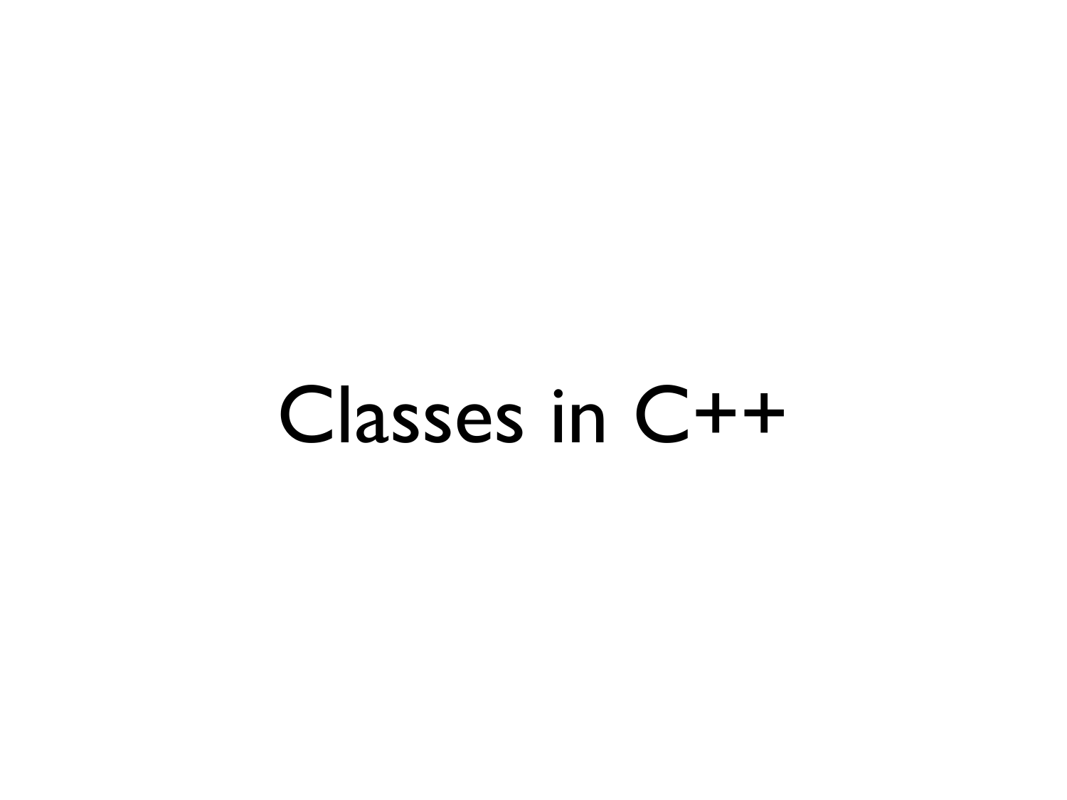# Classes in C++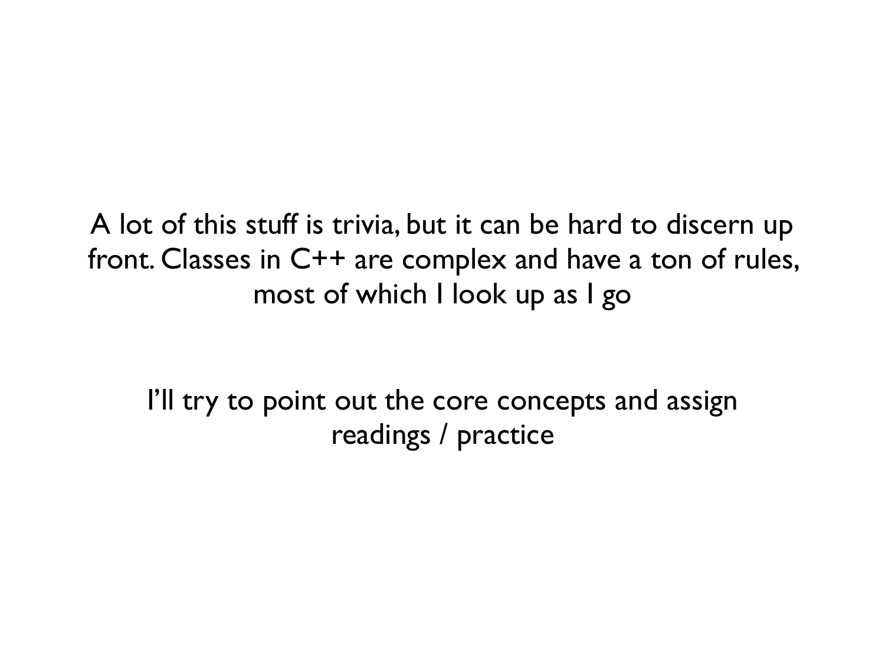A lot of this stuff is trivia, but it can be hard to discern up front. Classes in C++ are complex and have a ton of rules, most of which I look up as I go

I'll try to point out the core concepts and assign readings / practice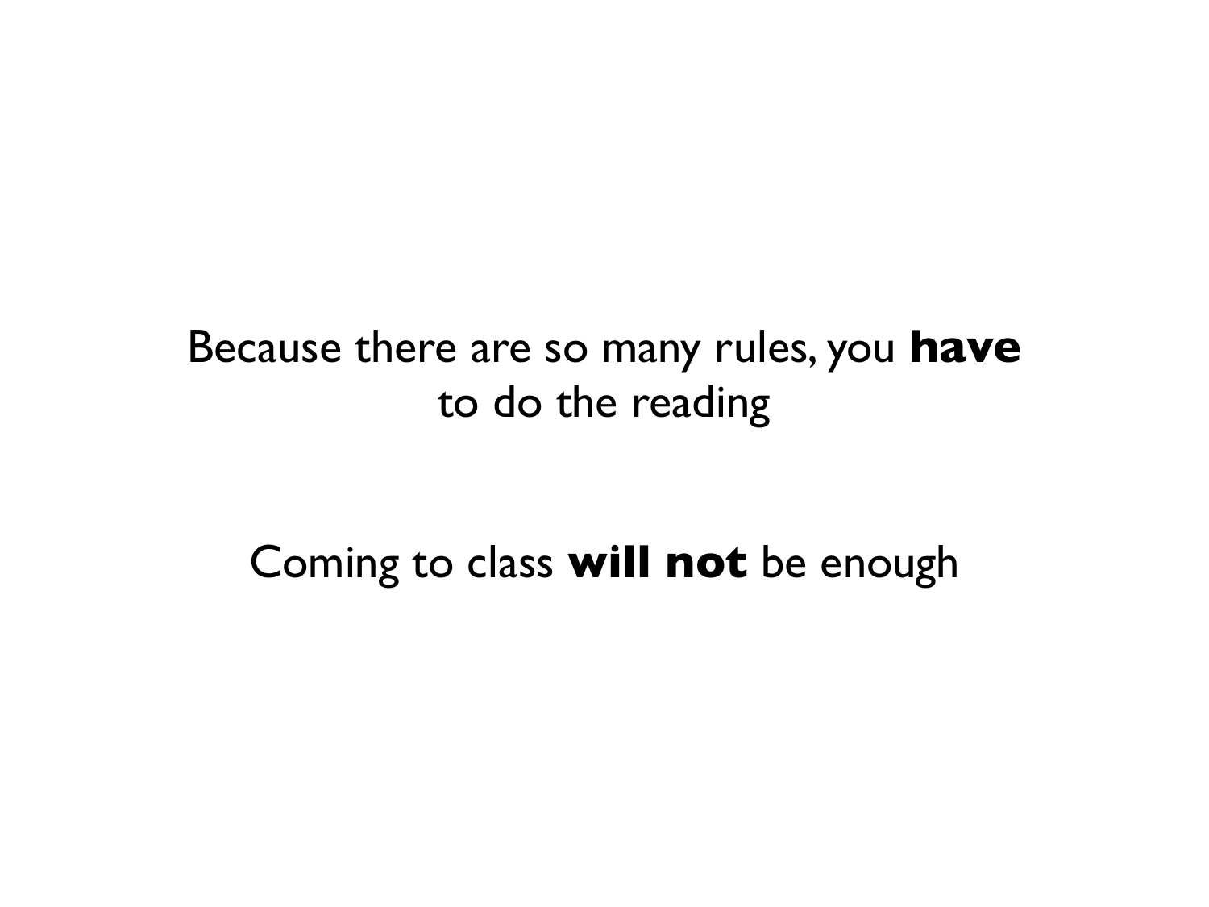Because there are so many rules, you **have** to do the reading

Coming to class **will not** be enough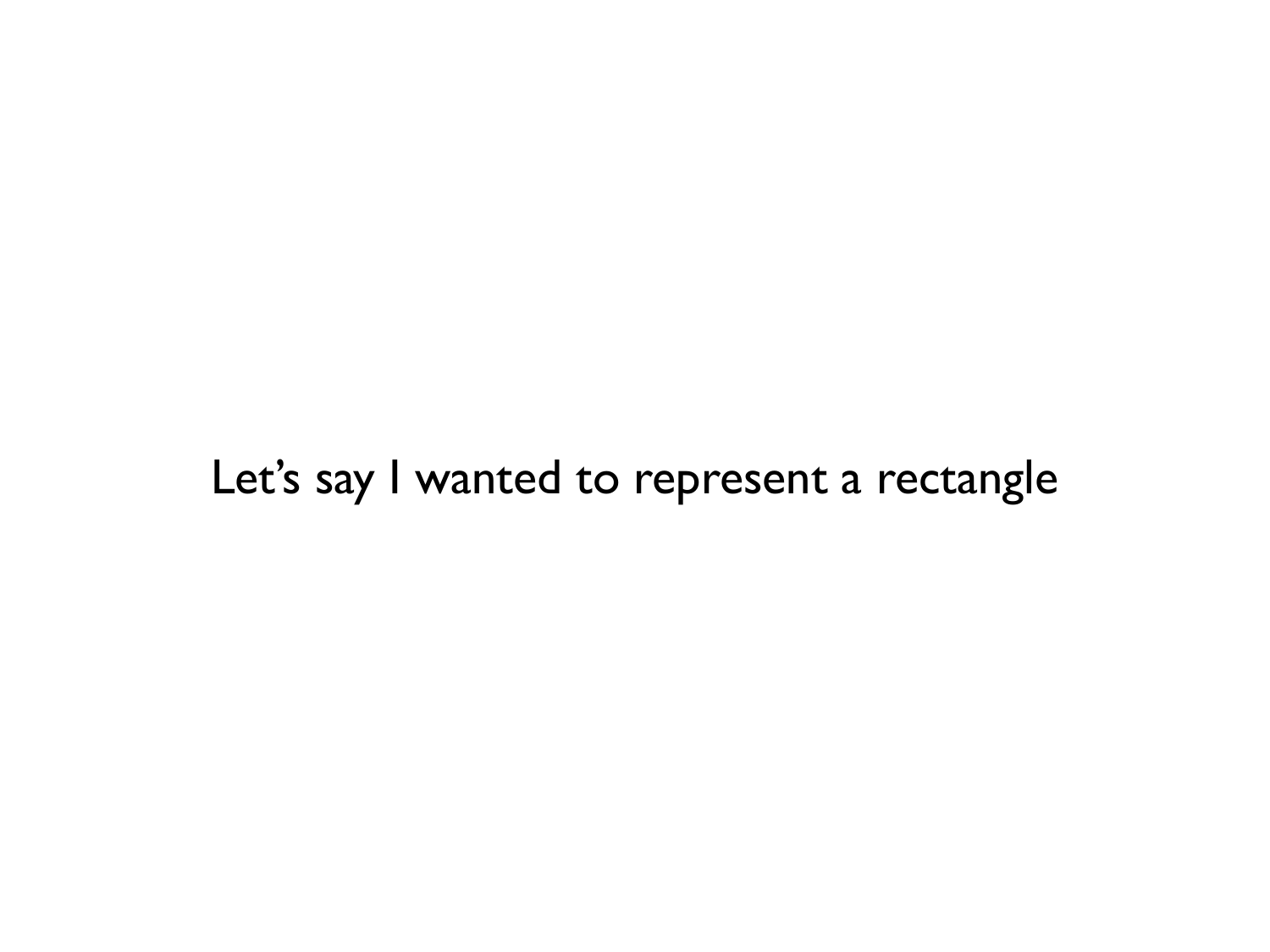Let’s say I wanted to represent a rectangle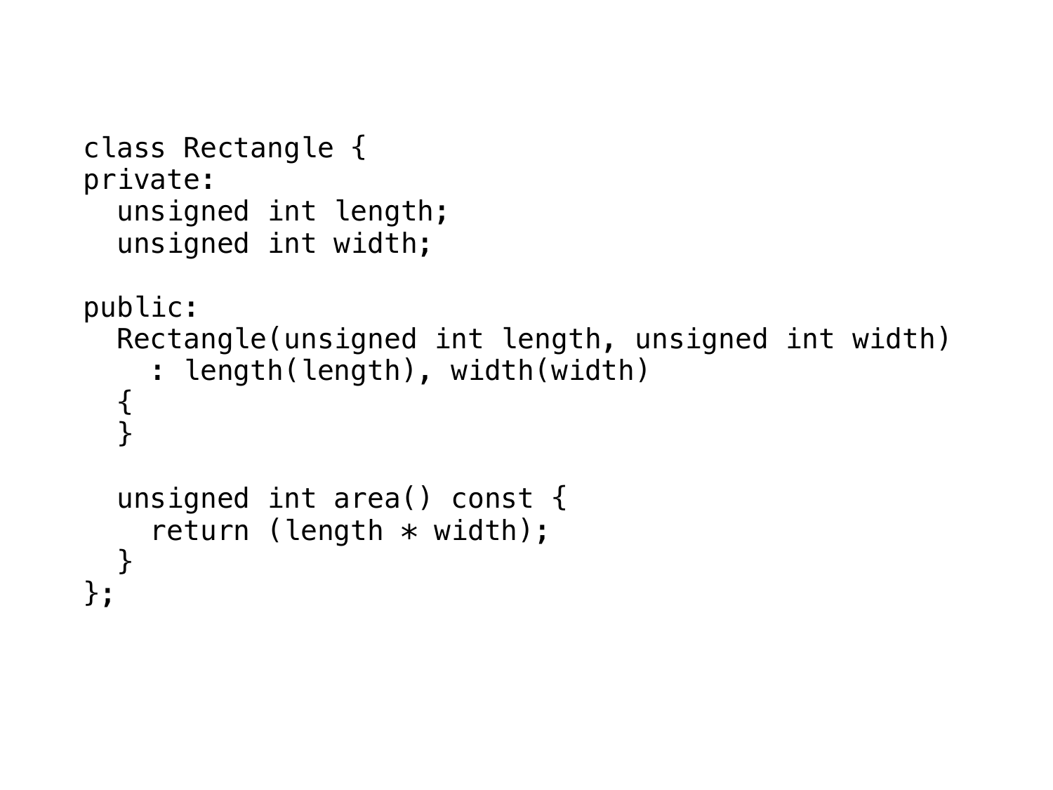```
class Rectangle {
private:
  unsigned int length;
  unsigned int width;

public:
  Rectangle(unsigned int length, unsigned int width)
    : length(length), width(width)
  {
  }

  unsigned int area() const {
    return (length * width);
  }
};
```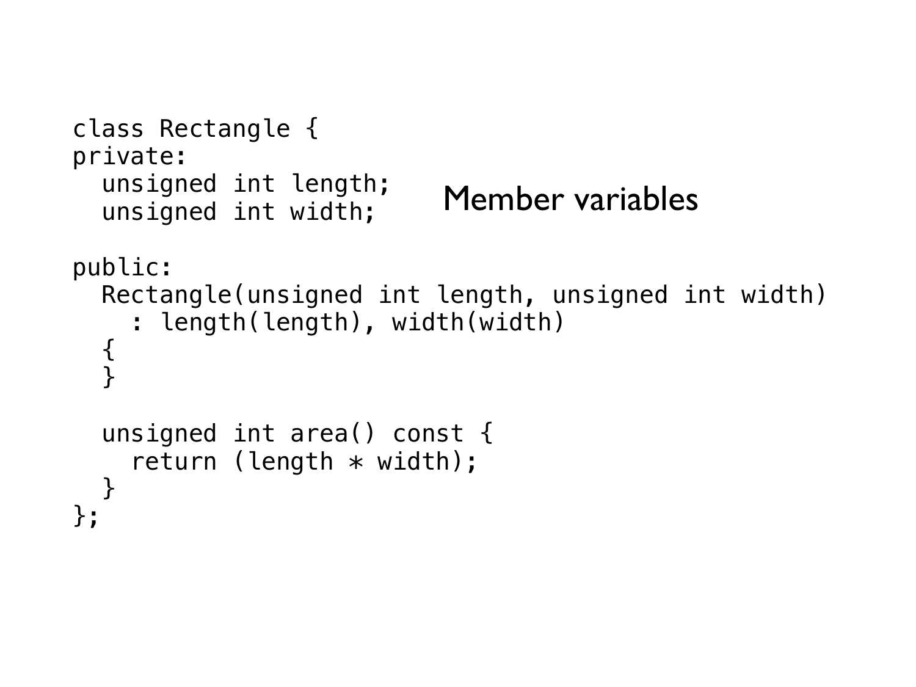```
class Rectangle {
private:
  unsigned int length;
  unsigned int width;

public:
  Rectangle(unsigned int length, unsigned int width)
    : length(length), width(width)
  {
  }

  unsigned int area() const {
    return (length * width);
  }
};
```

Member variables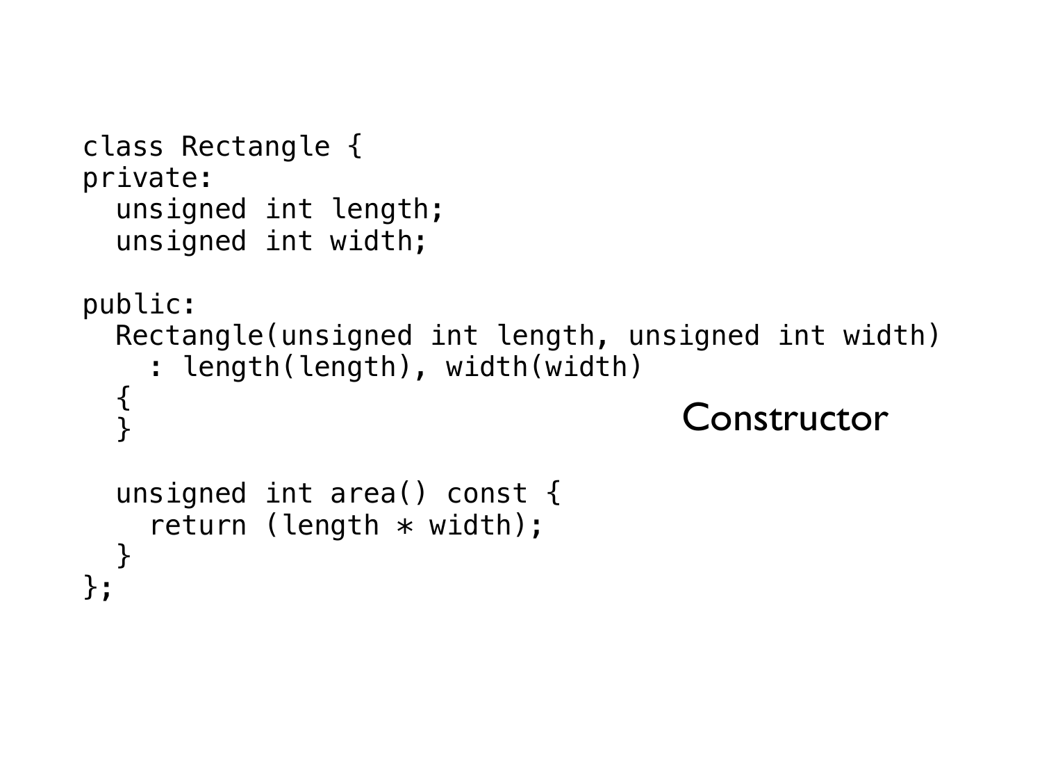```
class Rectangle {
private:
  unsigned int length;
  unsigned int width;

public:
  Rectangle(unsigned int length, unsigned int width)
    : length(length), width(width)
  {
  }

  unsigned int area() const {
    return (length * width);
  }
};
```

Constructor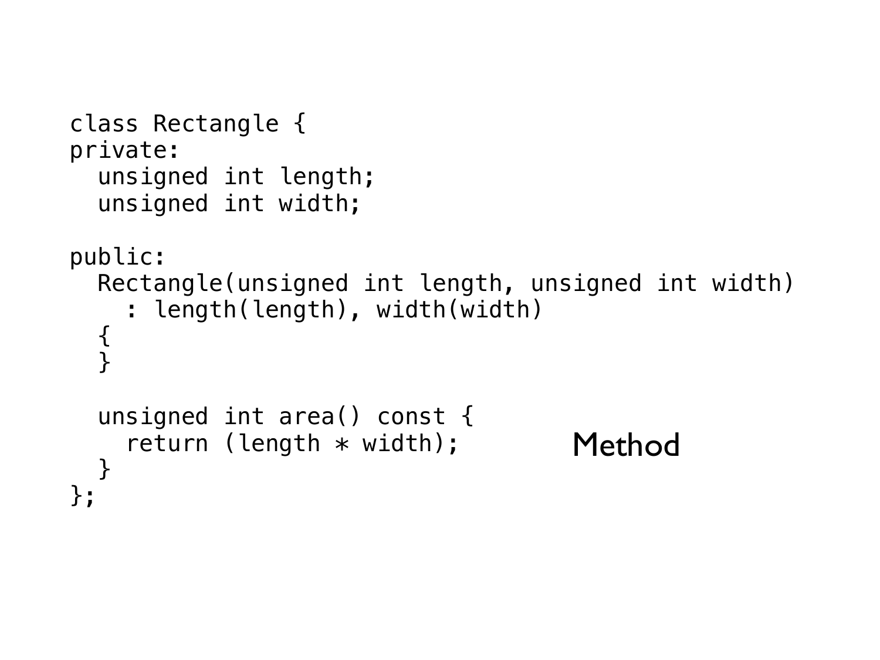```
class Rectangle {
private:
  unsigned int length;
  unsigned int width;

public:
  Rectangle(unsigned int length, unsigned int width)
    : length(length), width(width)
  {
  }

  unsigned int area() const {
    return (length * width);
  }
};
```

Method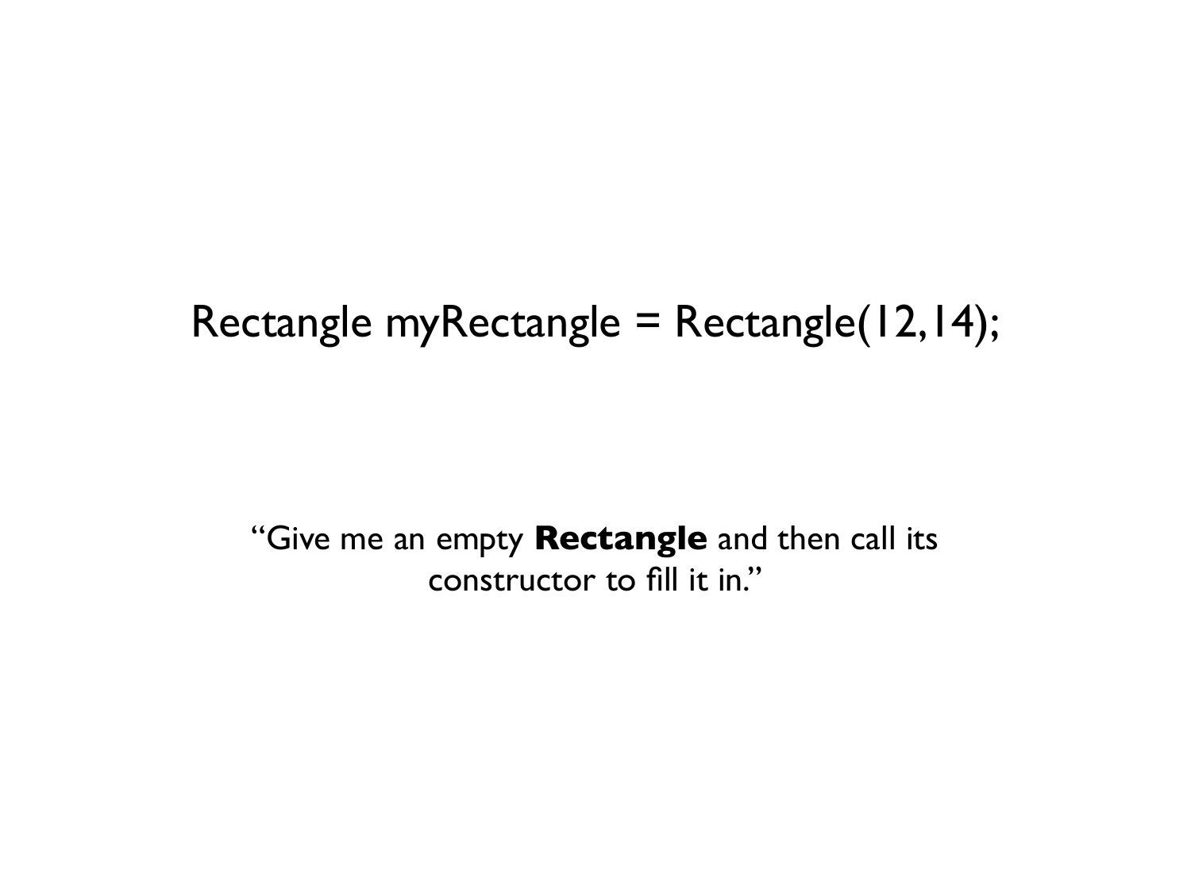```
Rectangle myRectangle = Rectangle(12,14);
```

“Give me an empty **Rectangle** and then call its constructor to fill it in.”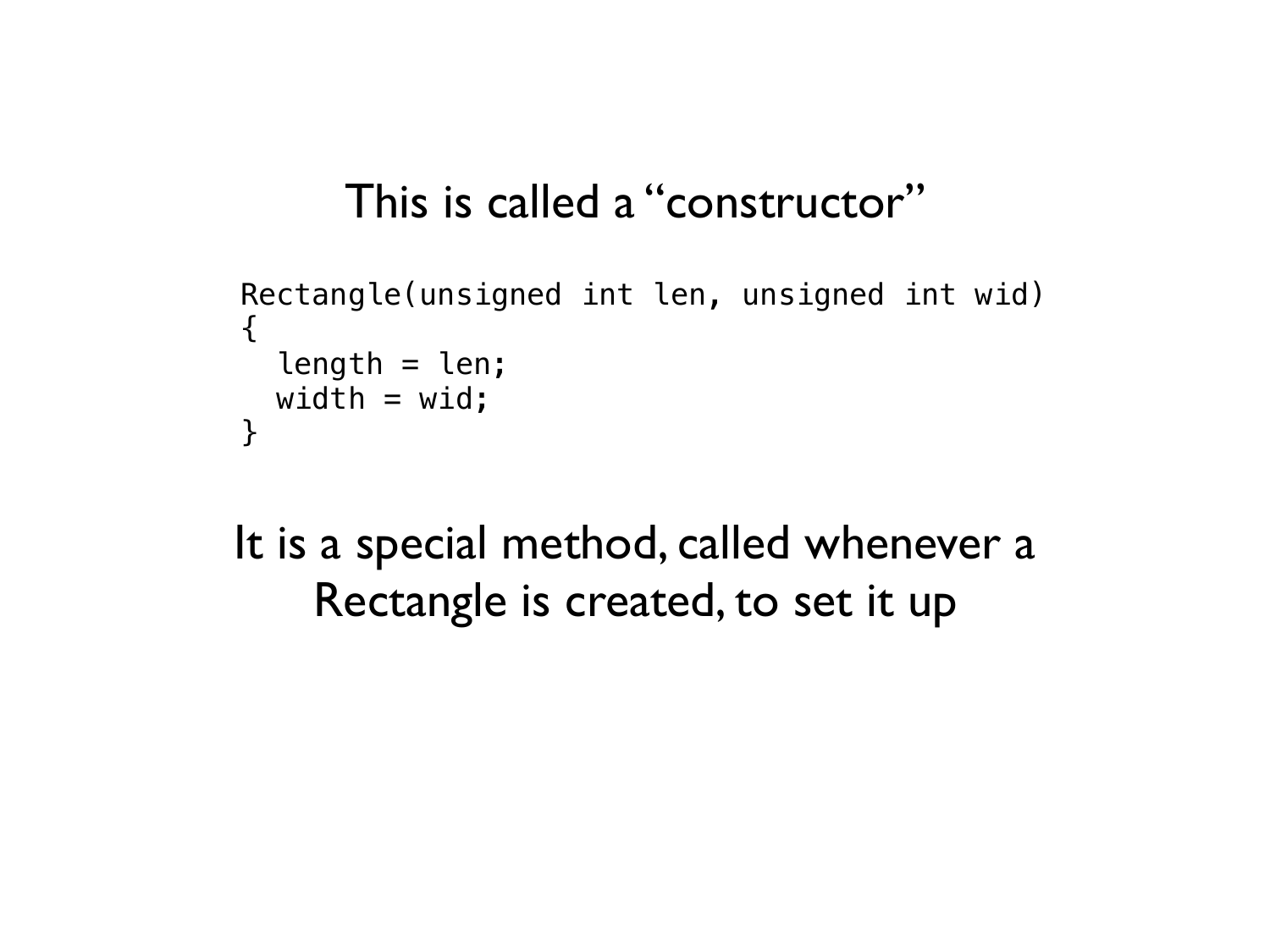# This is called a “constructor”

```
Rectangle(unsigned int len, unsigned int wid)
{
  length = len;
  width = wid;
}
```

It is a special method, called whenever a Rectangle is created, to set it up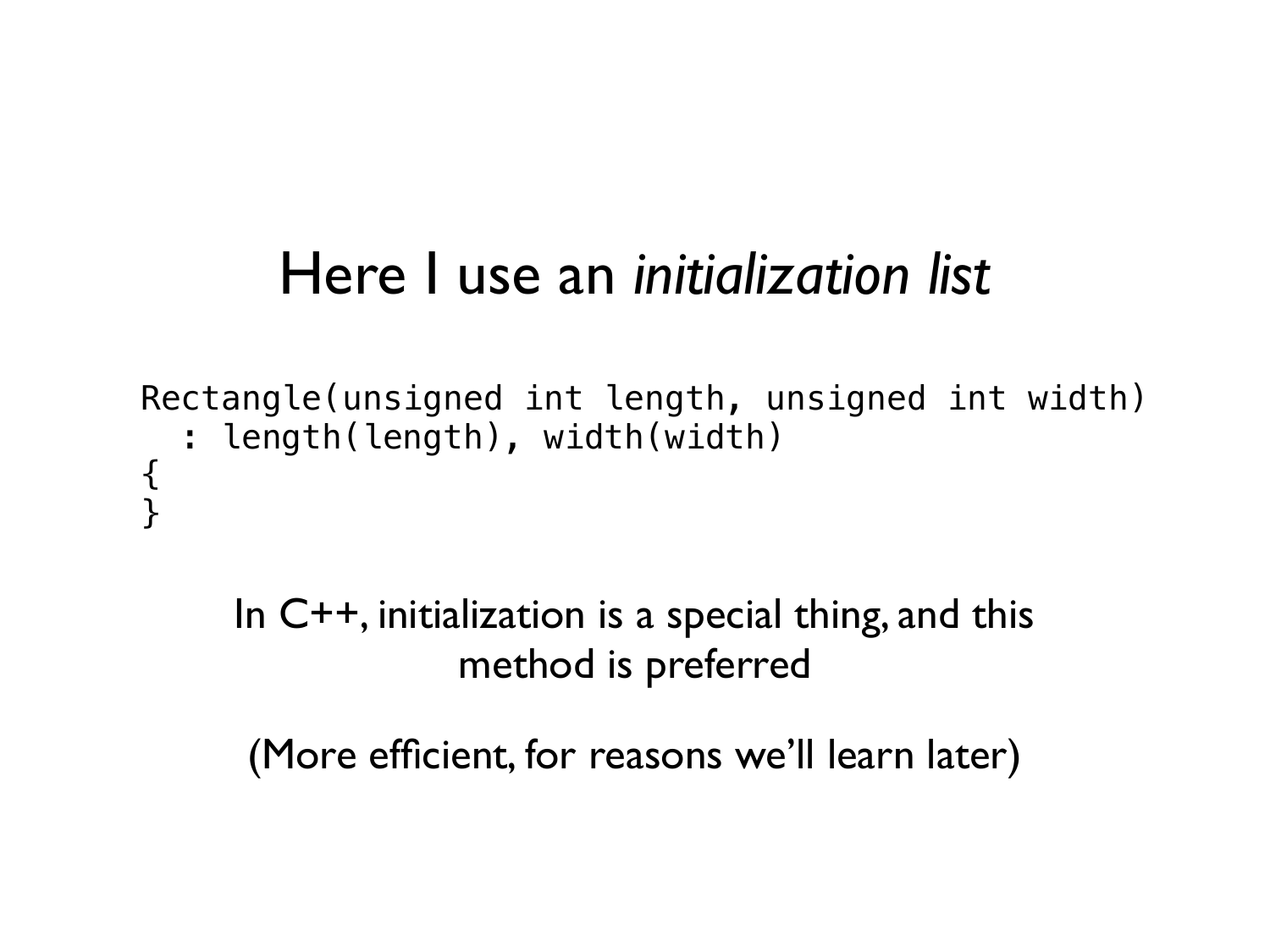# Here I use an *initialization list*

```
Rectangle(unsigned int length, unsigned int width)
  : length(length), width(width)
{
}
```

In C++, initialization is a special thing, and this method is preferred

(More efficient, for reasons we'll learn later)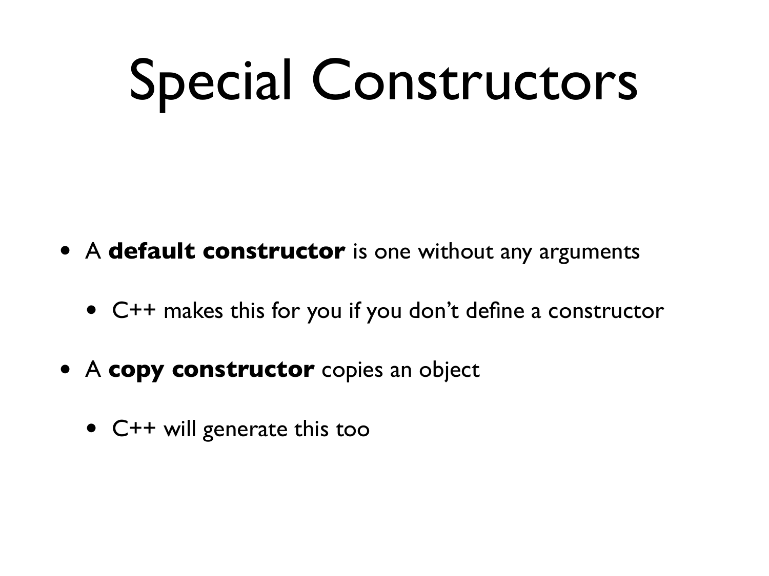# Special Constructors

- A **default constructor** is one without any arguments
  - C++ makes this for you if you don't define a constructor
- A **copy constructor** copies an object
  - C++ will generate this too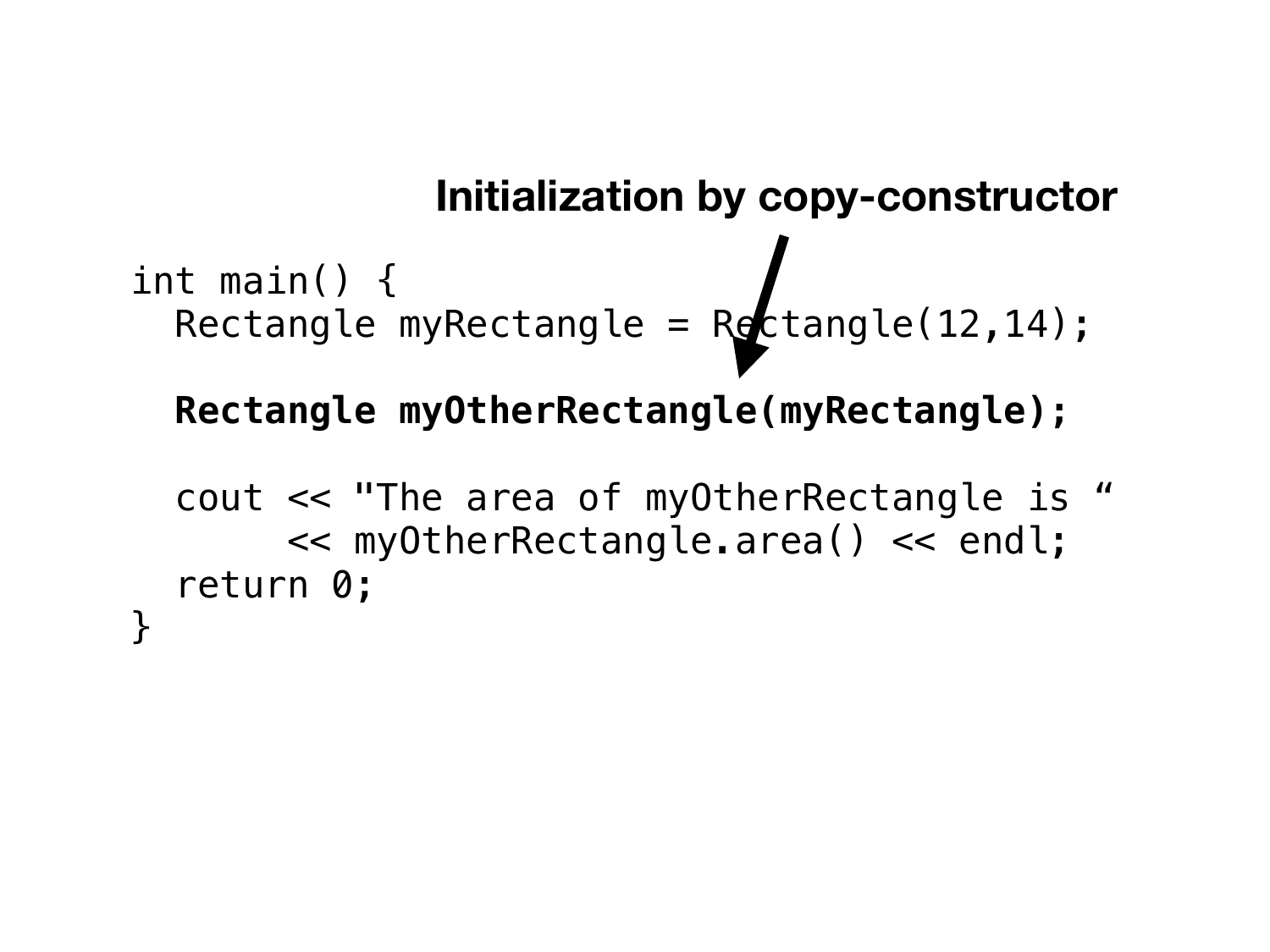**Initialization by copy-constructor**

```
int main() {
  Rectangle myRectangle = Rectangle(12,14);

  Rectangle myOtherRectangle(myRectangle);

  cout << "The area of myOtherRectangle is “
       << myOtherRectangle.area() << endl;
  return 0;
}
```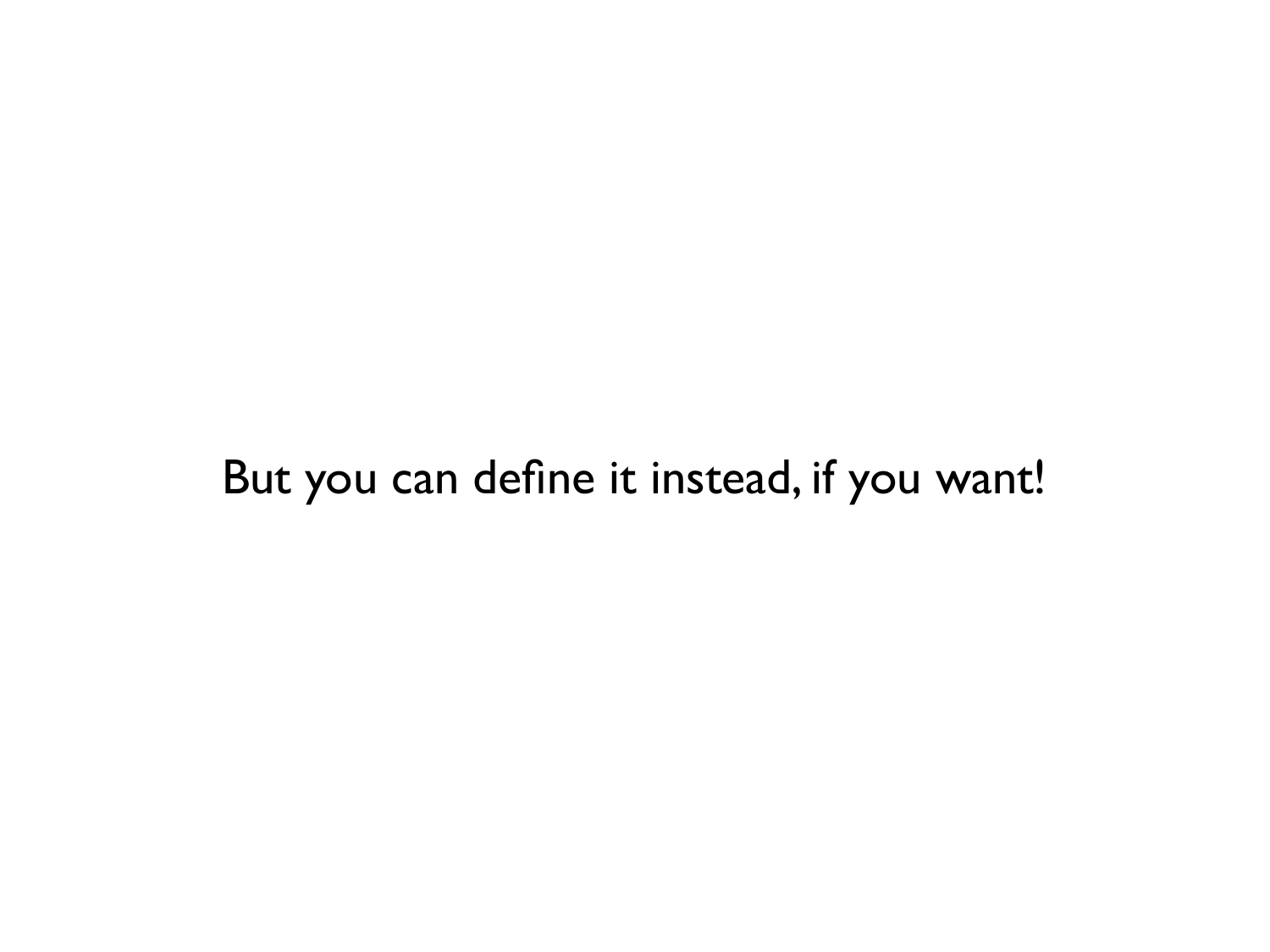But you can define it instead, if you want!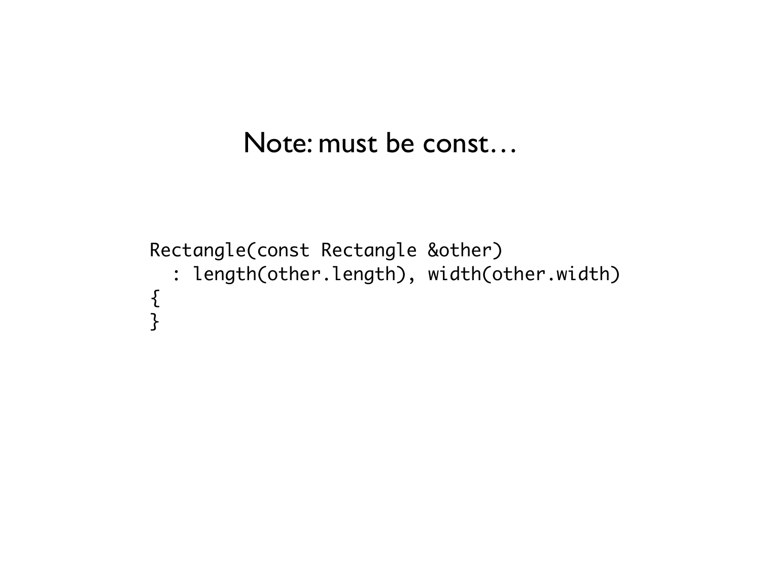# Note: must be const…

```
Rectangle(const Rectangle &other)
  : length(other.length), width(other.width)
{
}
```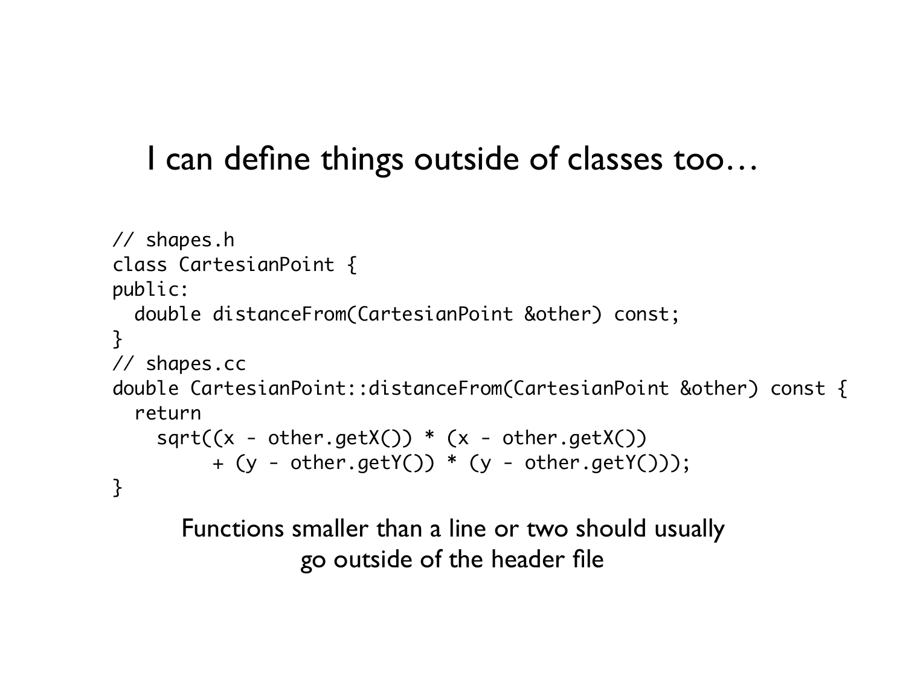# I can define things outside of classes too…

```
// shapes.h
class CartesianPoint {
public:
  double distanceFrom(CartesianPoint &other) const;
}
// shapes.cc
double CartesianPoint::distanceFrom(CartesianPoint &other) const {
  return
    sqrt((x - other.getX()) * (x - other.getX())
         + (y - other.getY()) * (y - other.getY()));
}
```

Functions smaller than a line or two should usually go outside of the header file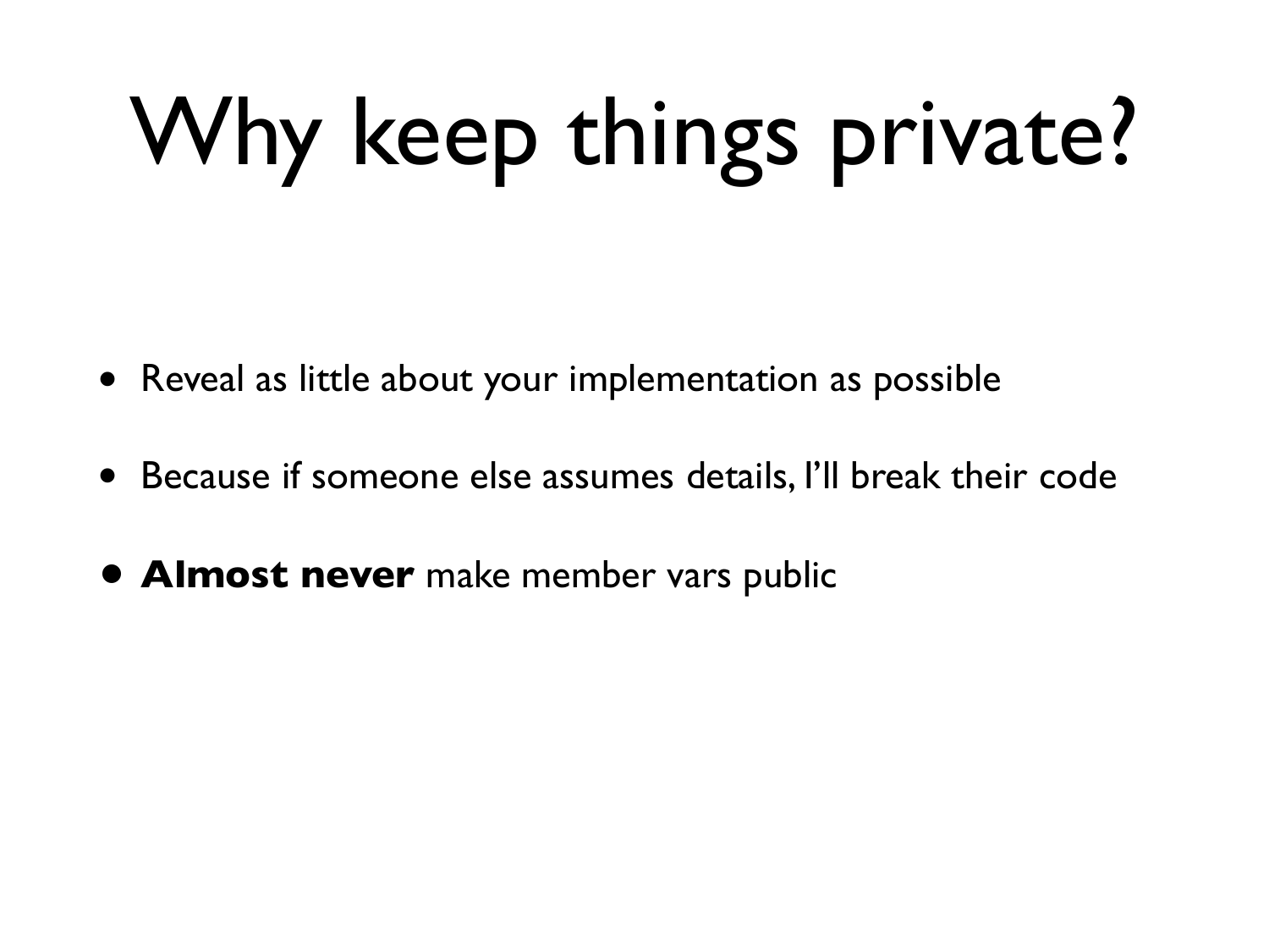# Why keep things private?

- Reveal as little about your implementation as possible
- Because if someone else assumes details, I’ll break their code
- **Almost never** make member vars public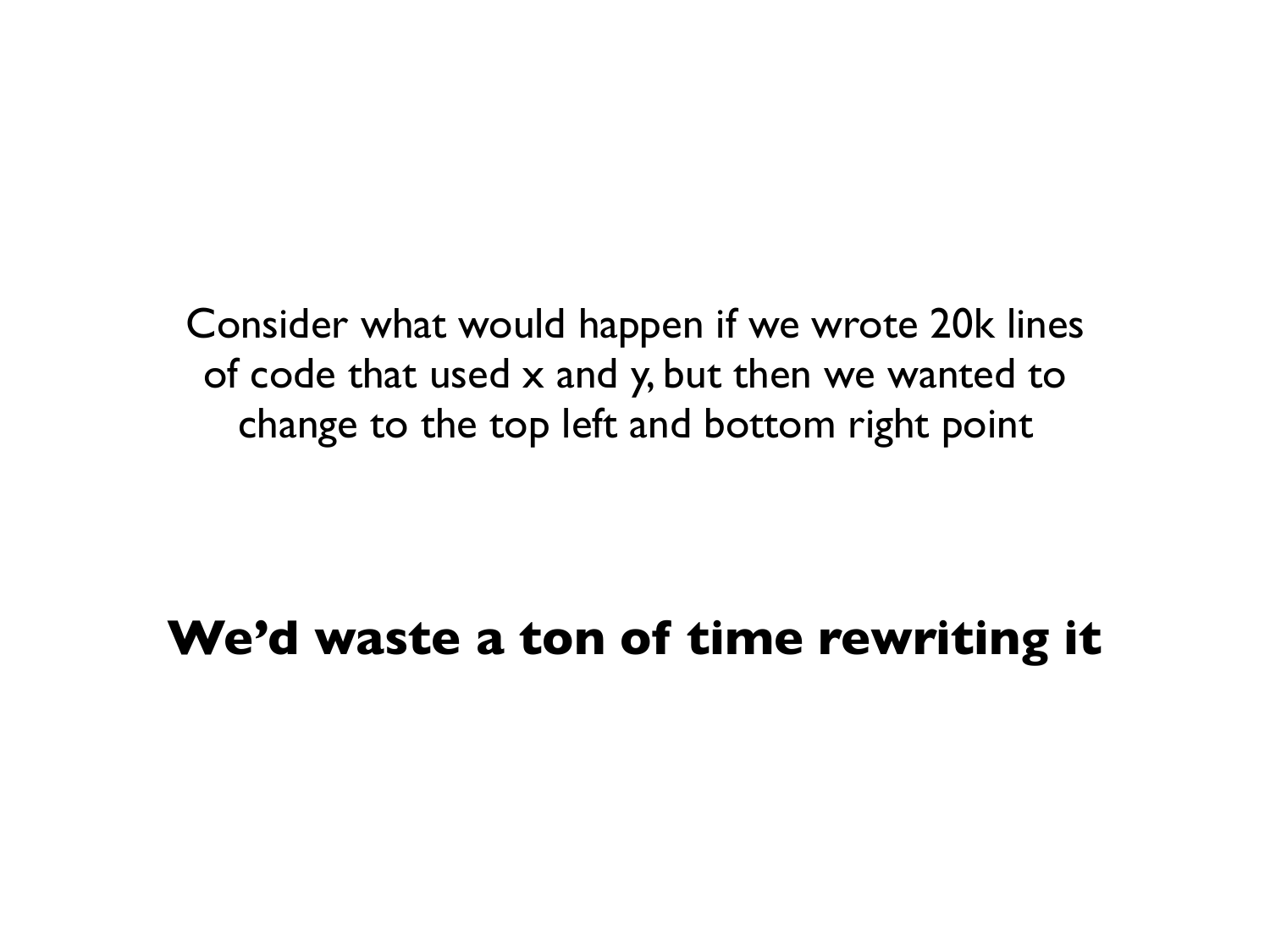Consider what would happen if we wrote 20k lines of code that used x and y, but then we wanted to change to the top left and bottom right point

**We'd waste a ton of time rewriting it**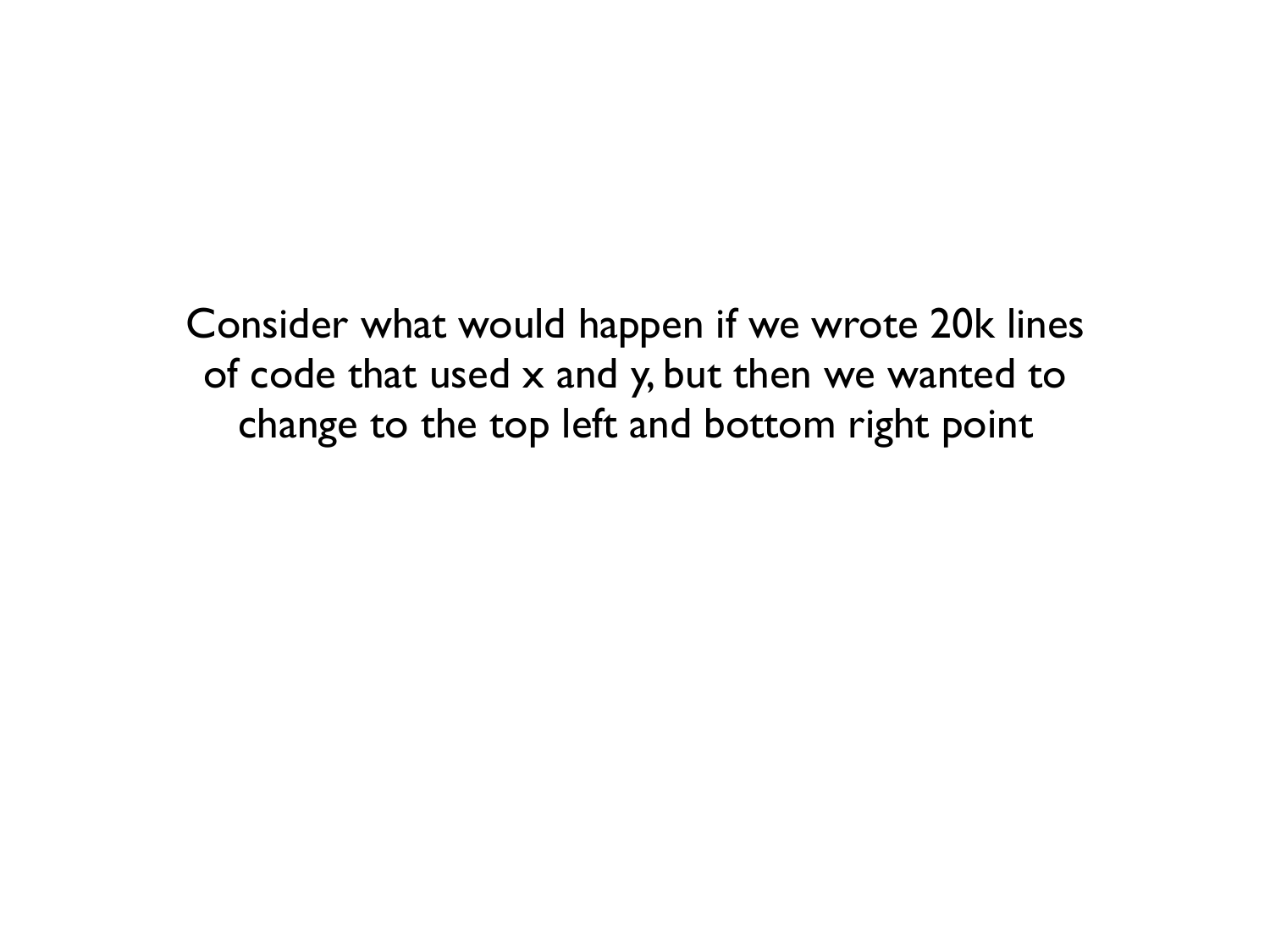Consider what would happen if we wrote 20k lines of code that used x and y, but then we wanted to change to the top left and bottom right point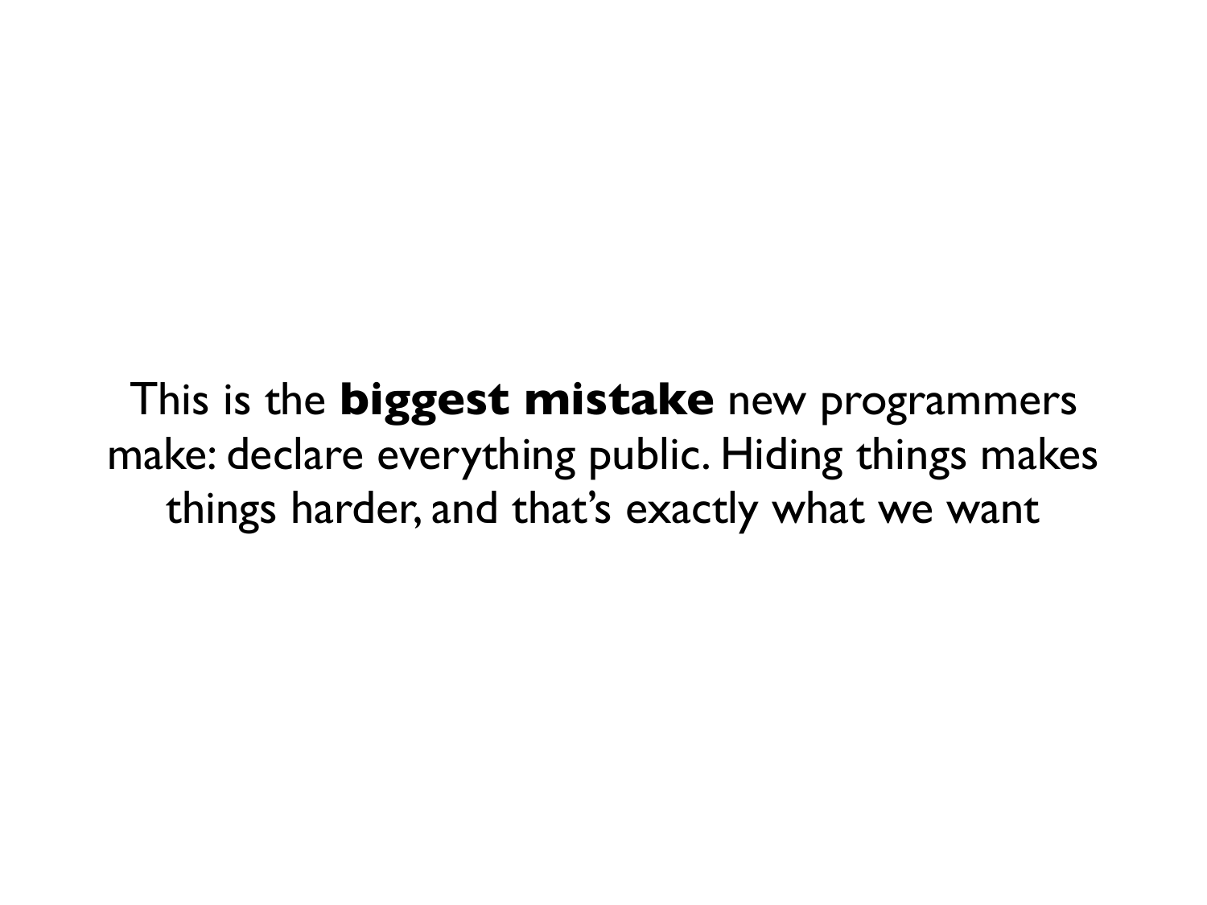This is the **biggest mistake** new programmers make: declare everything public. Hiding things makes things harder, and that's exactly what we want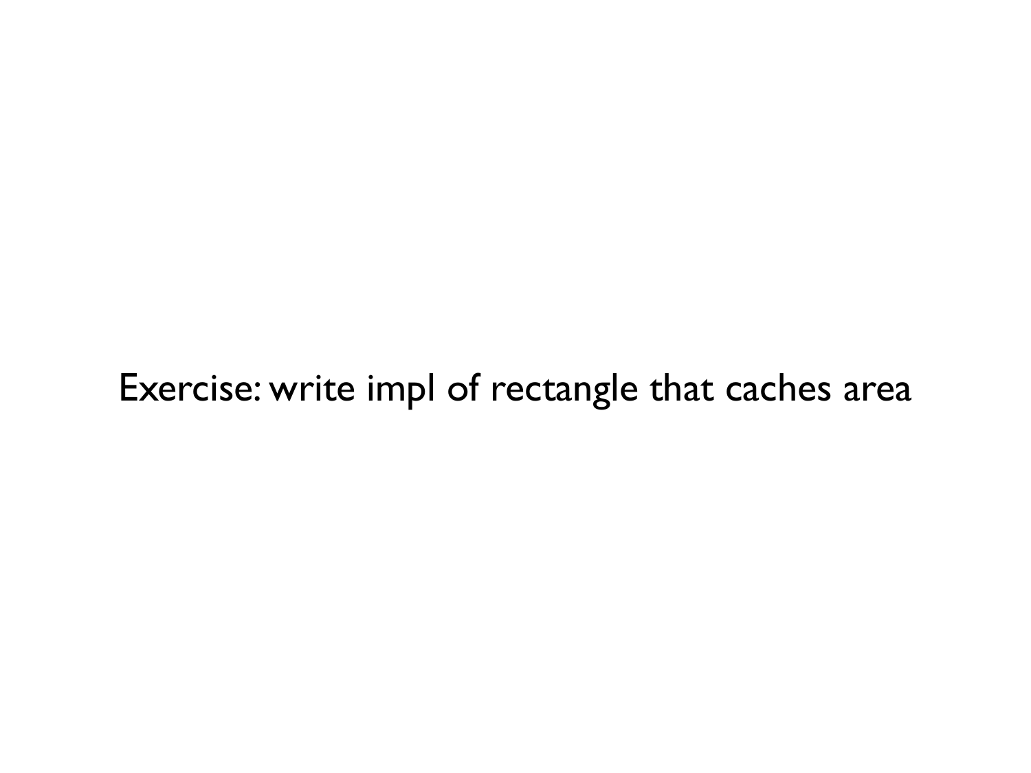Exercise: write impl of rectangle that caches area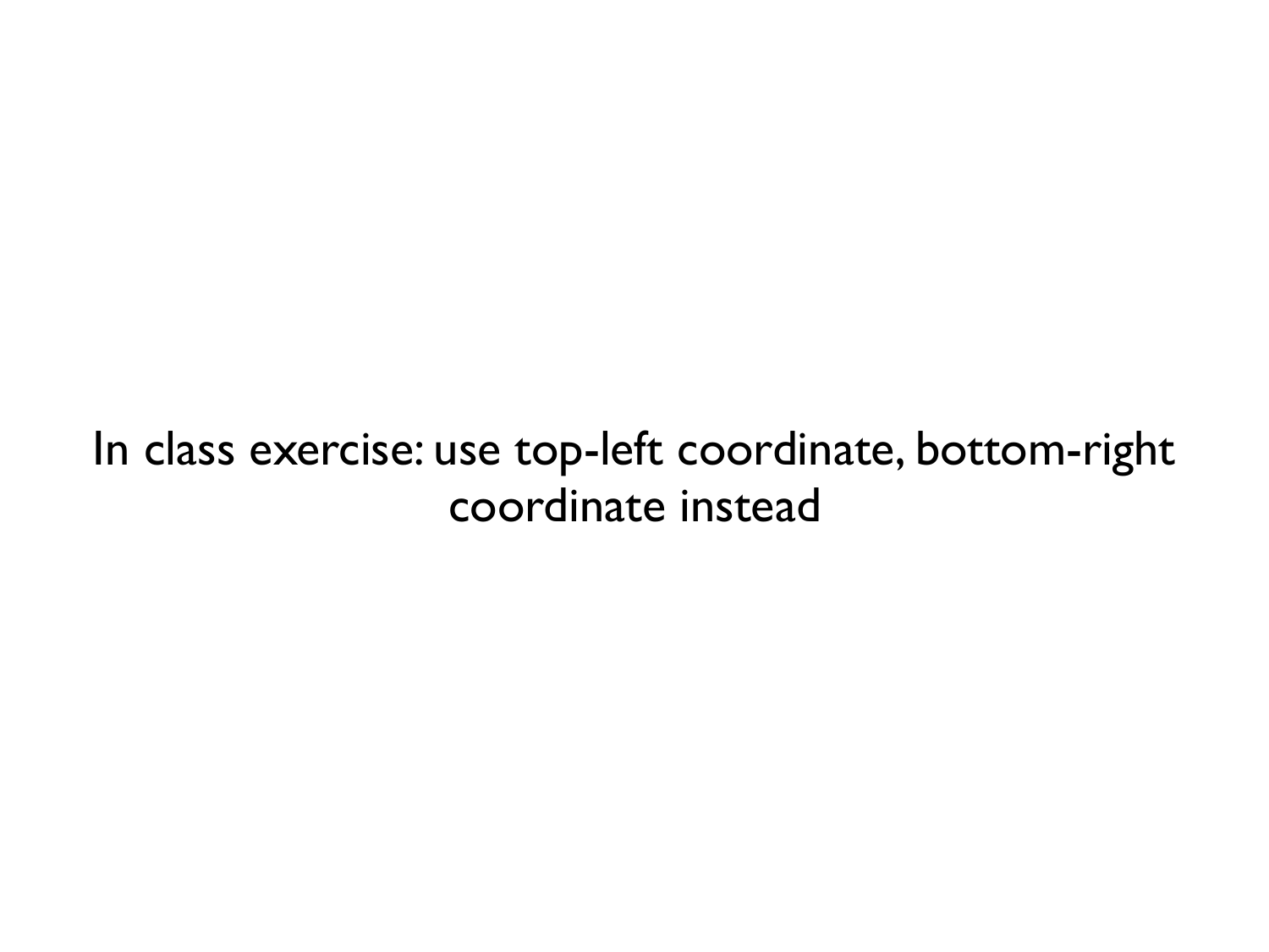In class exercise: use top-left coordinate, bottom-right coordinate instead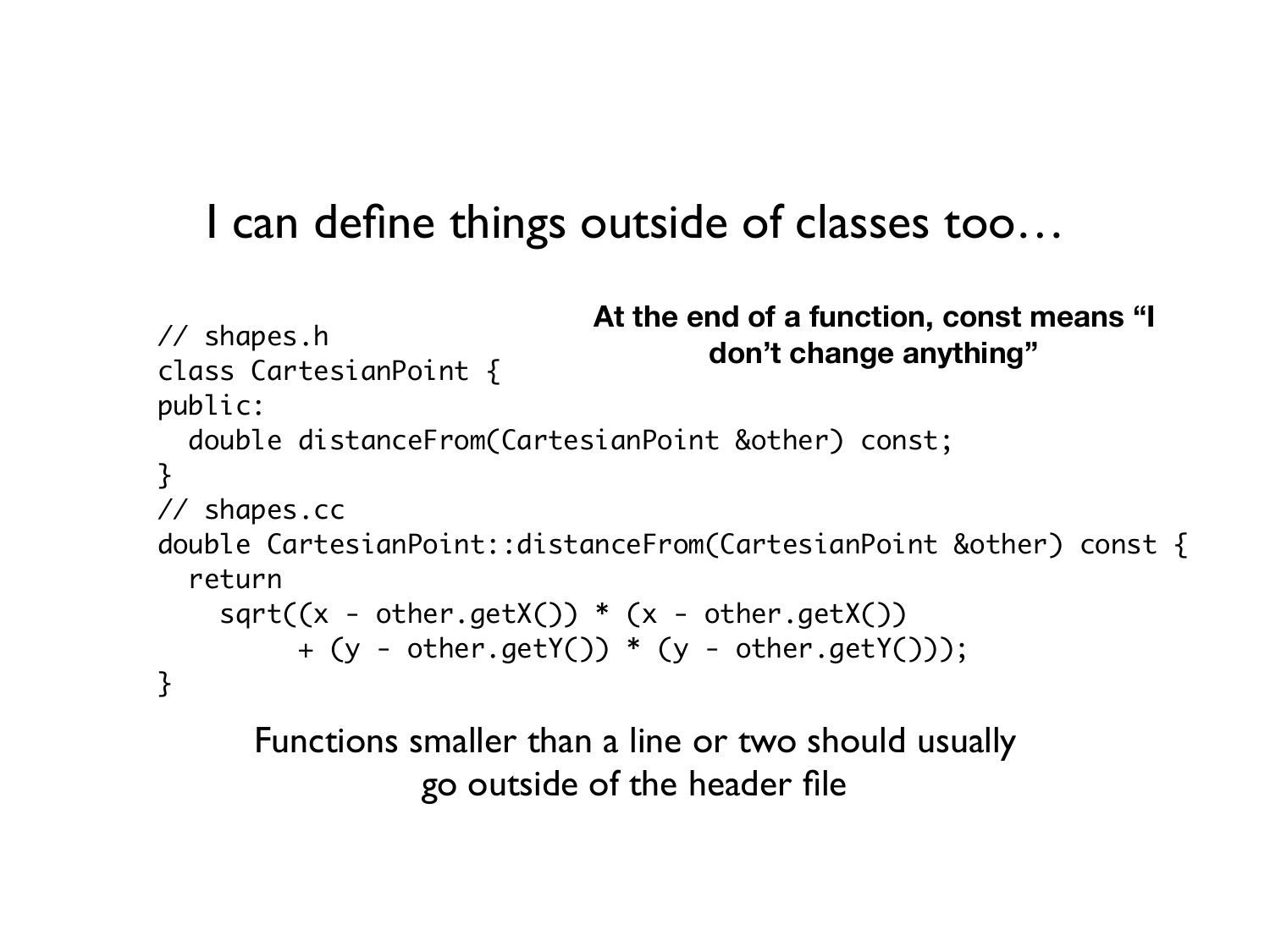# I can define things outside of classes too…

**At the end of a function, const means "I don't change anything"**

```
// shapes.h
class CartesianPoint {
public:
  double distanceFrom(CartesianPoint &other) const;
}
// shapes.cc
double CartesianPoint::distanceFrom(CartesianPoint &other) const {
  return
    sqrt((x - other.getX()) * (x - other.getX())
         + (y - other.getY()) * (y - other.getY()));
}
```

Functions smaller than a line or two should usually go outside of the header file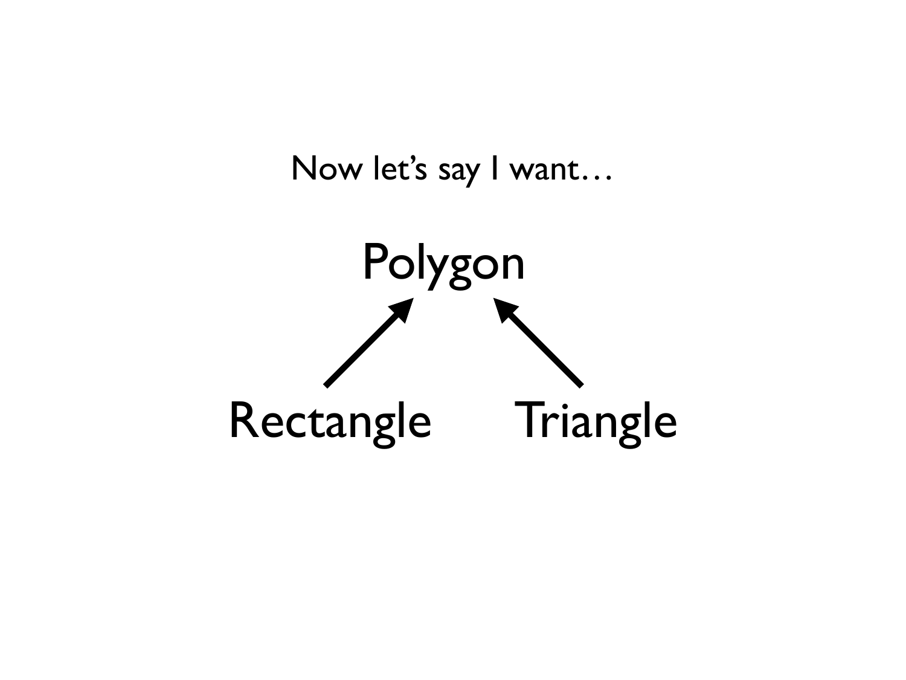Now let's say I want…

Polygon

Rectangle Triangle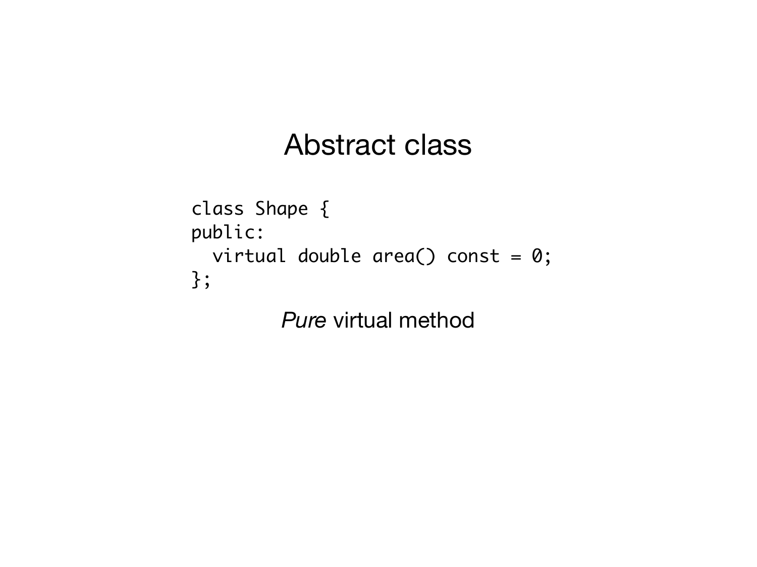# Abstract class

```
class Shape {
public:
  virtual double area() const = 0;
};
```

*Pure* virtual method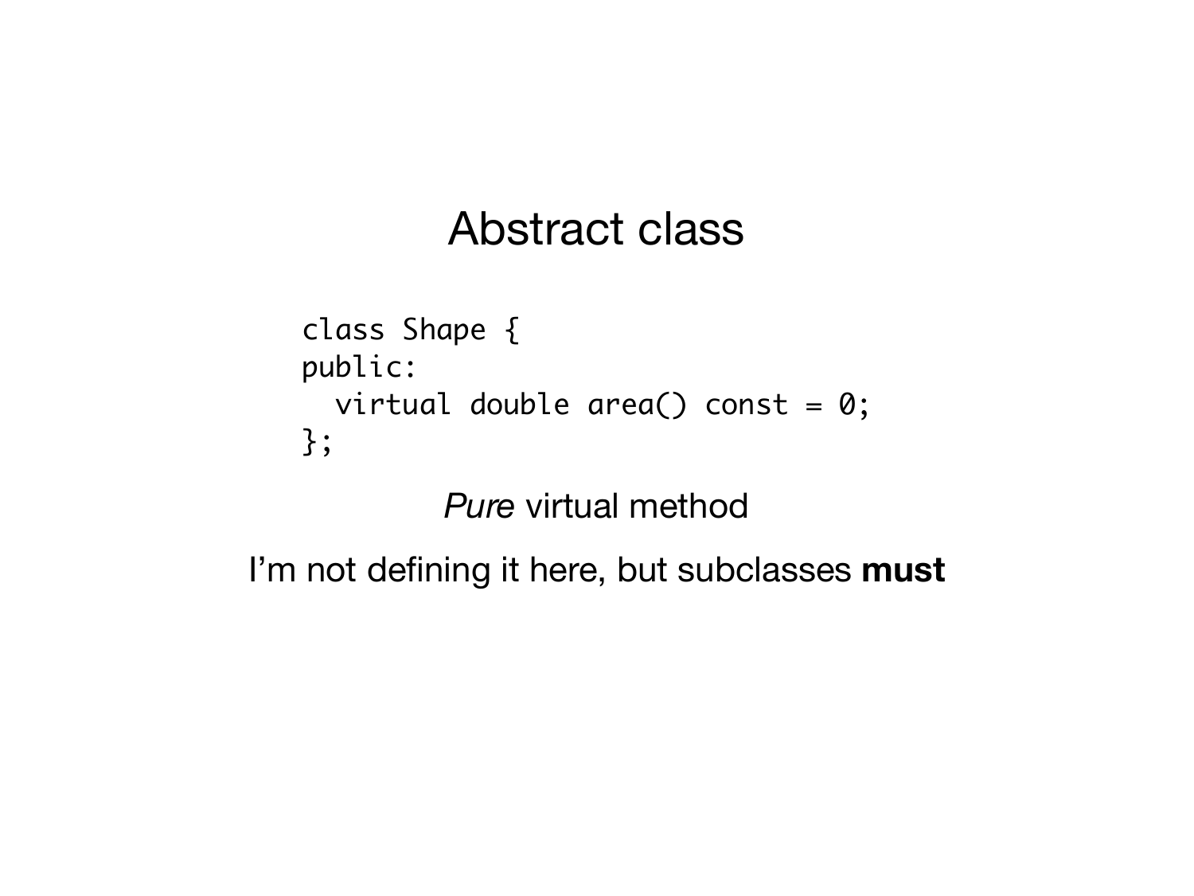# Abstract class

```
class Shape {
public:
  virtual double area() const = 0;
};
```

*Pure* virtual method

I'm not defining it here, but subclasses **must**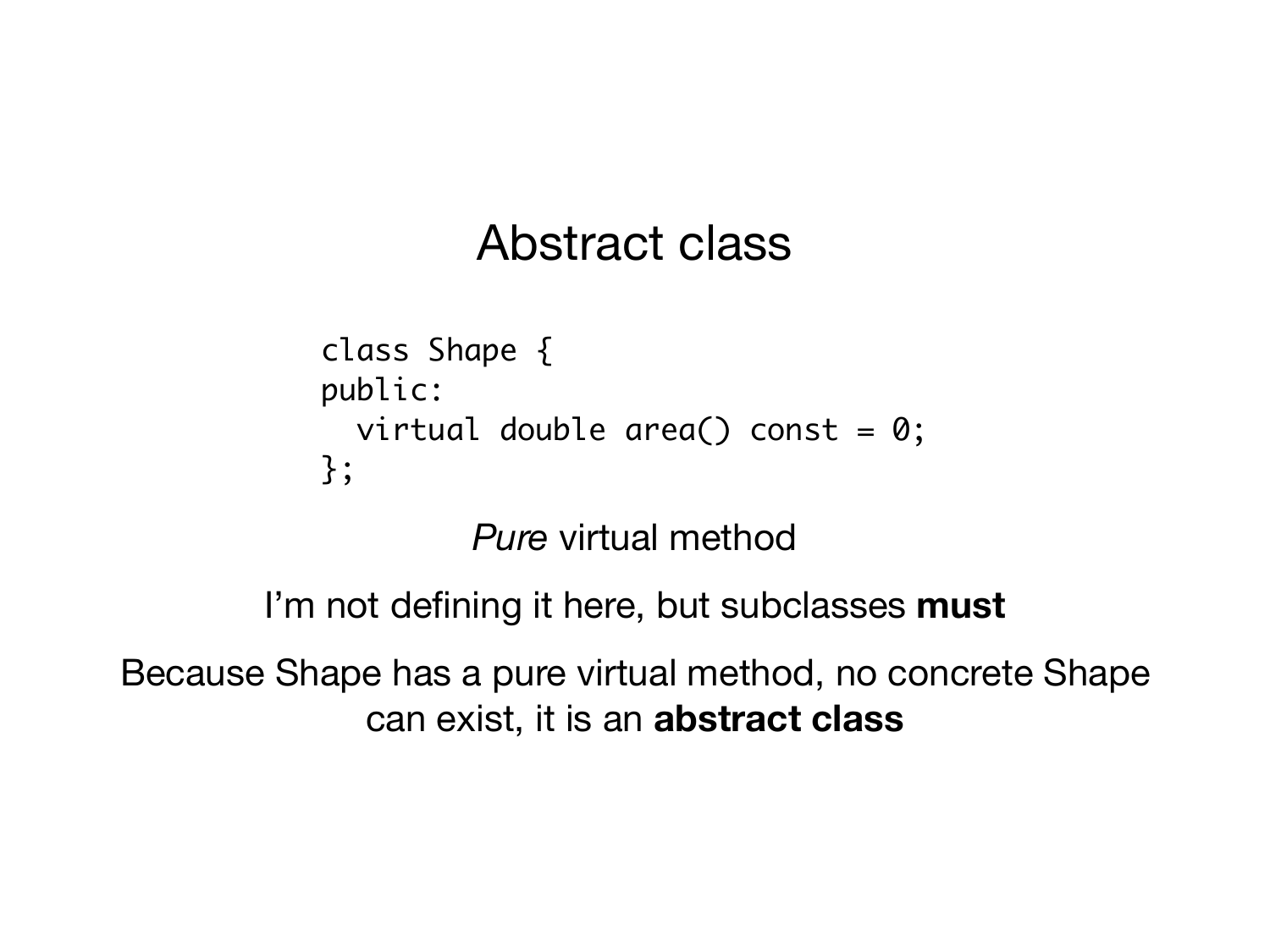# Abstract class

```
class Shape {
public:
  virtual double area() const = 0;
};
```

*Pure* virtual method

I'm not defining it here, but subclasses **must**

Because Shape has a pure virtual method, no concrete Shape can exist, it is an **abstract class**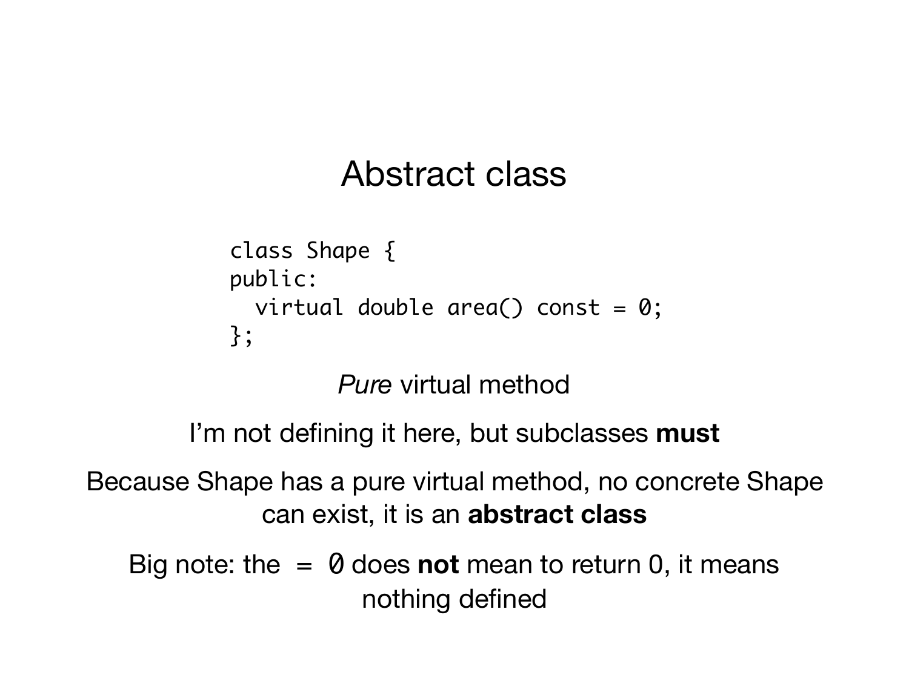# Abstract class

```
class Shape {
public:
  virtual double area() const = 0;
};
```

*Pure* virtual method

I'm not defining it here, but subclasses **must**

Because Shape has a pure virtual method, no concrete Shape can exist, it is an **abstract class**

Big note: the `= 0` does **not** mean to return 0, it means nothing defined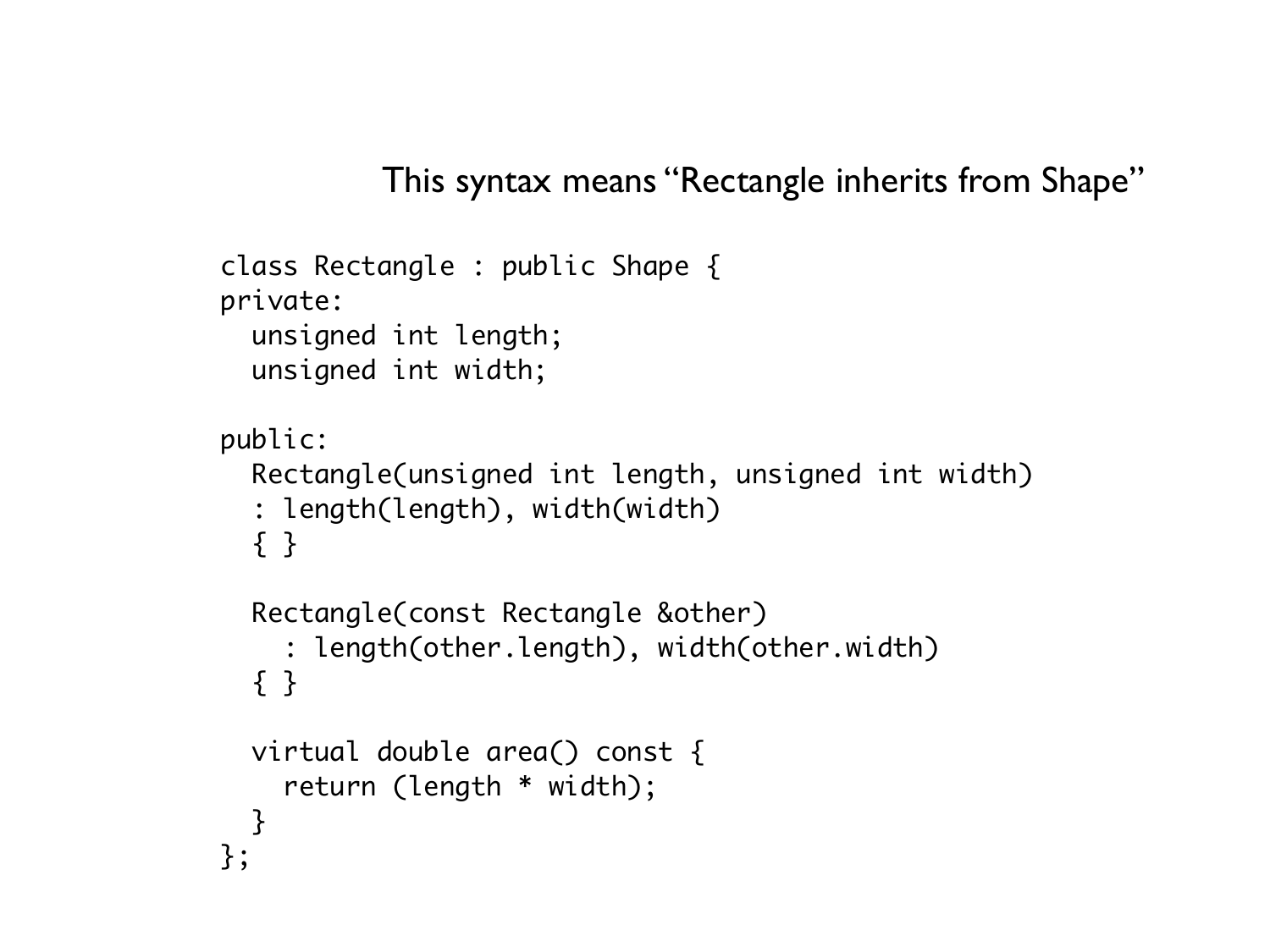This syntax means “Rectangle inherits from Shape”

```
class Rectangle : public Shape {
private:
  unsigned int length;
  unsigned int width;

public:
  Rectangle(unsigned int length, unsigned int width)
  : length(length), width(width)
  { }

  Rectangle(const Rectangle &other)
    : length(other.length), width(other.width)
  { }

  virtual double area() const {
    return (length * width);
  }
};
```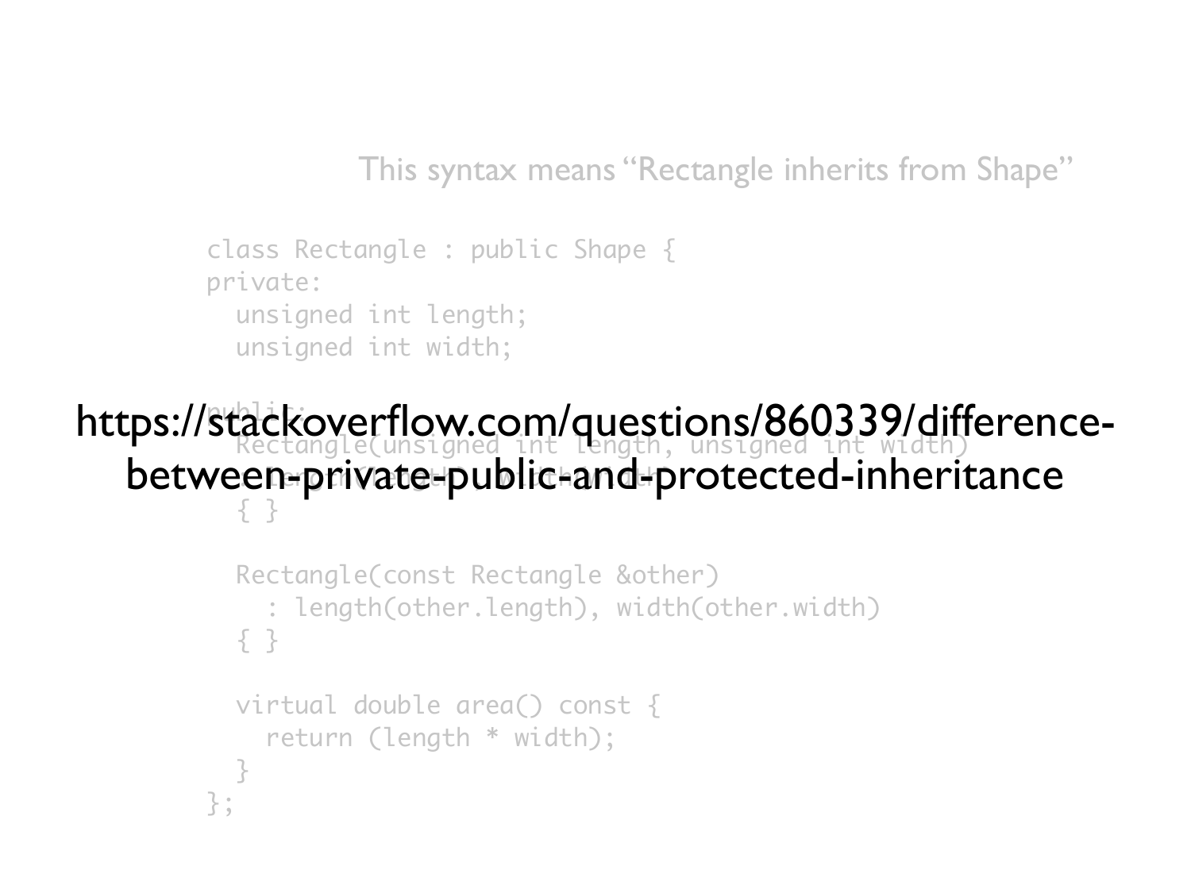This syntax means "Rectangle inherits from Shape"

```
class Rectangle : public Shape {
private:
  unsigned int length;
  unsigned int width;

public:
  Rectangle(unsigned int length, unsigned int width)
    : length(length), width(width)
  { }

  Rectangle(const Rectangle &other)
    : length(other.length), width(other.width)
  { }

  virtual double area() const {
    return (length * width);
  }
};
```

https://stackoverflow.com/questions/860339/difference-between-private-public-and-protected-inheritance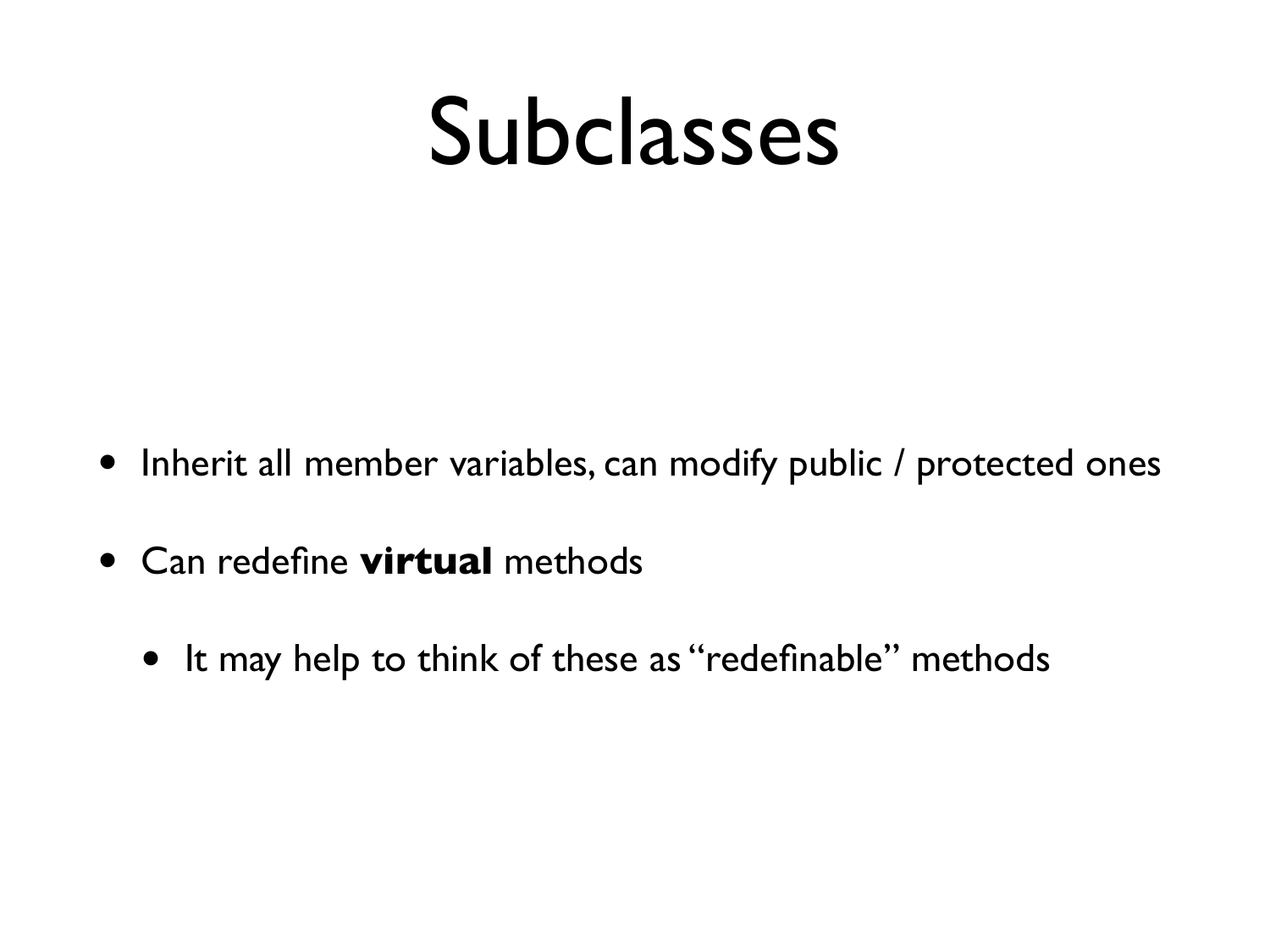# Subclasses

- Inherit all member variables, can modify public / protected ones
- Can redefine **virtual** methods
  - It may help to think of these as "redefinable" methods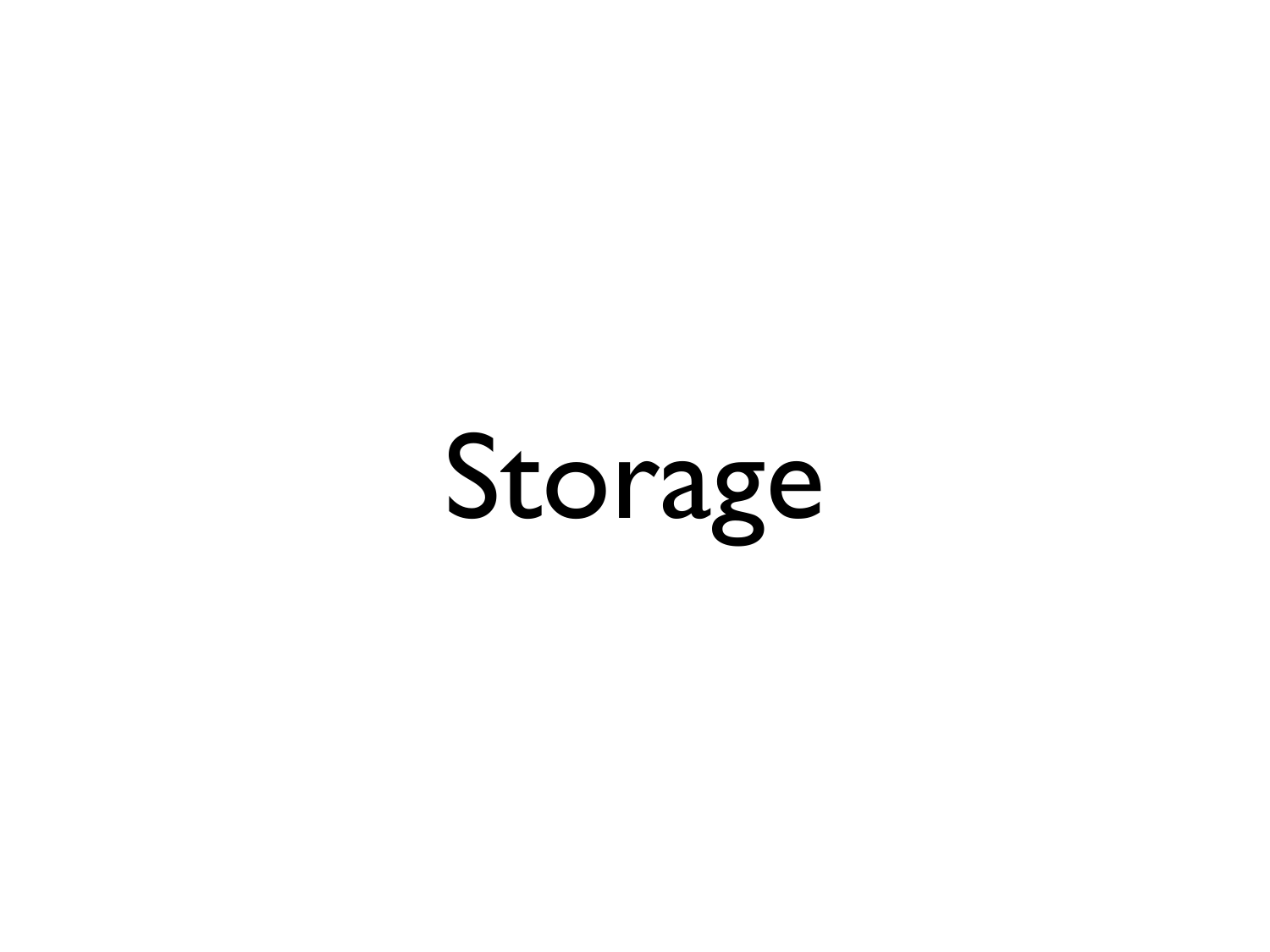# Storage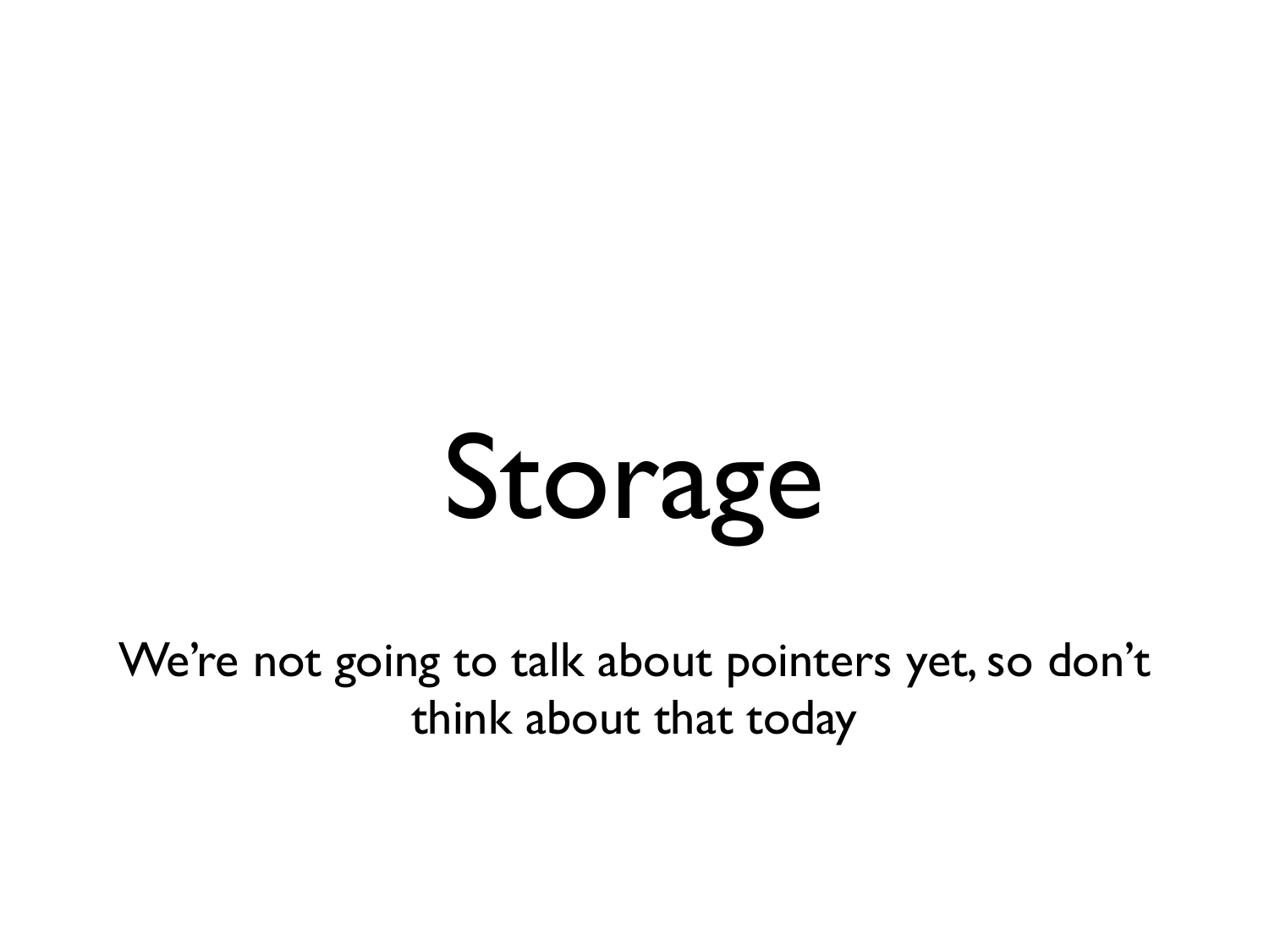# Storage

We're not going to talk about pointers yet, so don't think about that today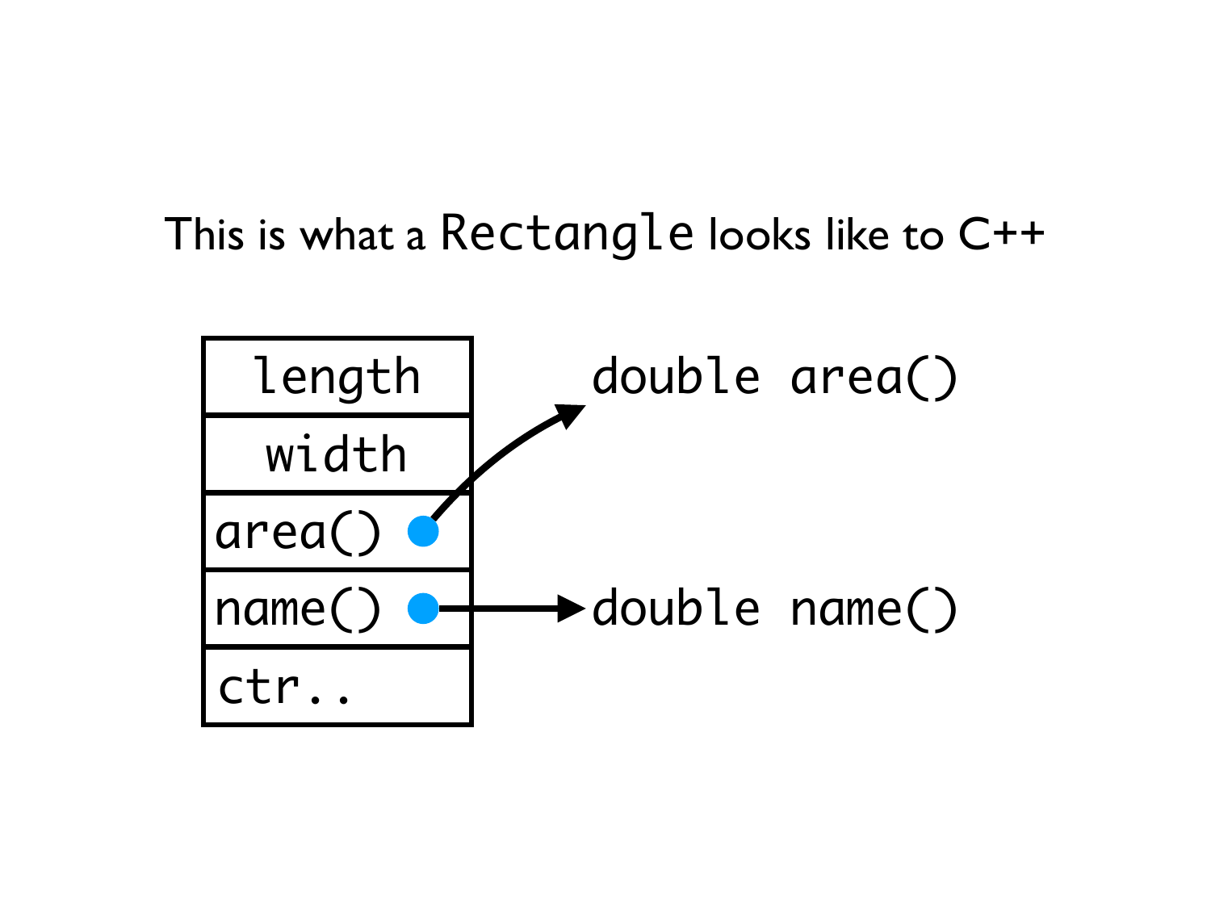This is what a `Rectangle` looks like to C++

| length |
| --- |
| width |
| area() ● → `double area()` |
| name() ● → `double name()` |
| ctr.. |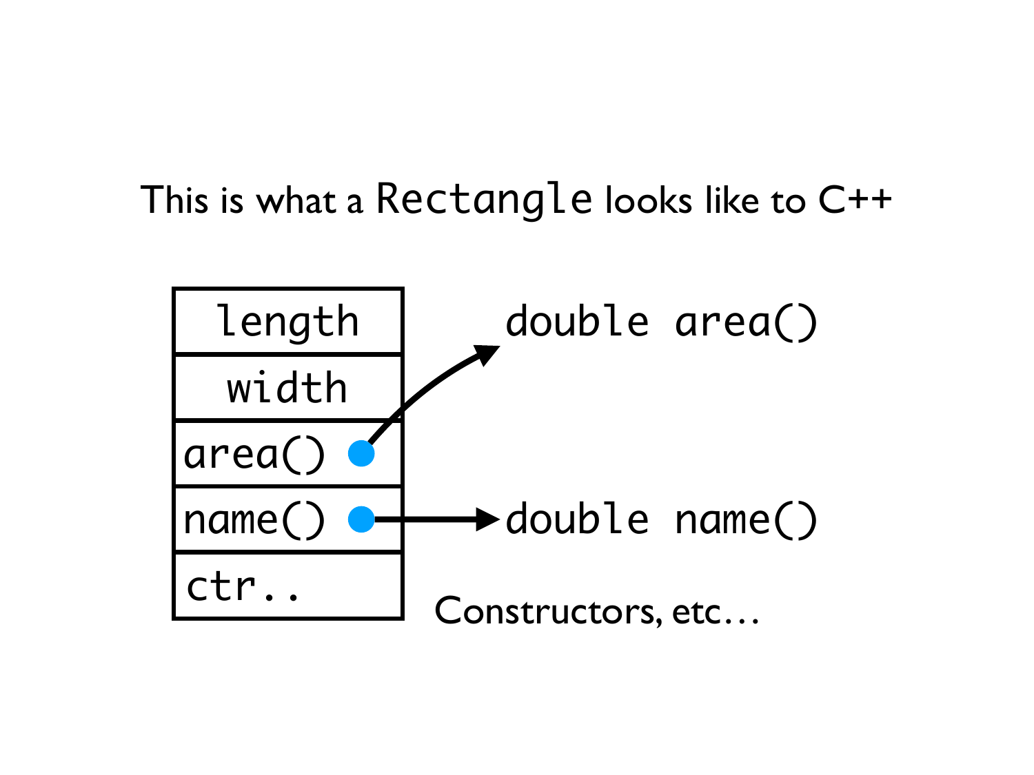This is what a `Rectangle` looks like to C++

| |
|---|
| length |
| width |
| area() ● → `double area()` |
| name() ● → `double name()` |
| ctr.. |

Constructors, etc…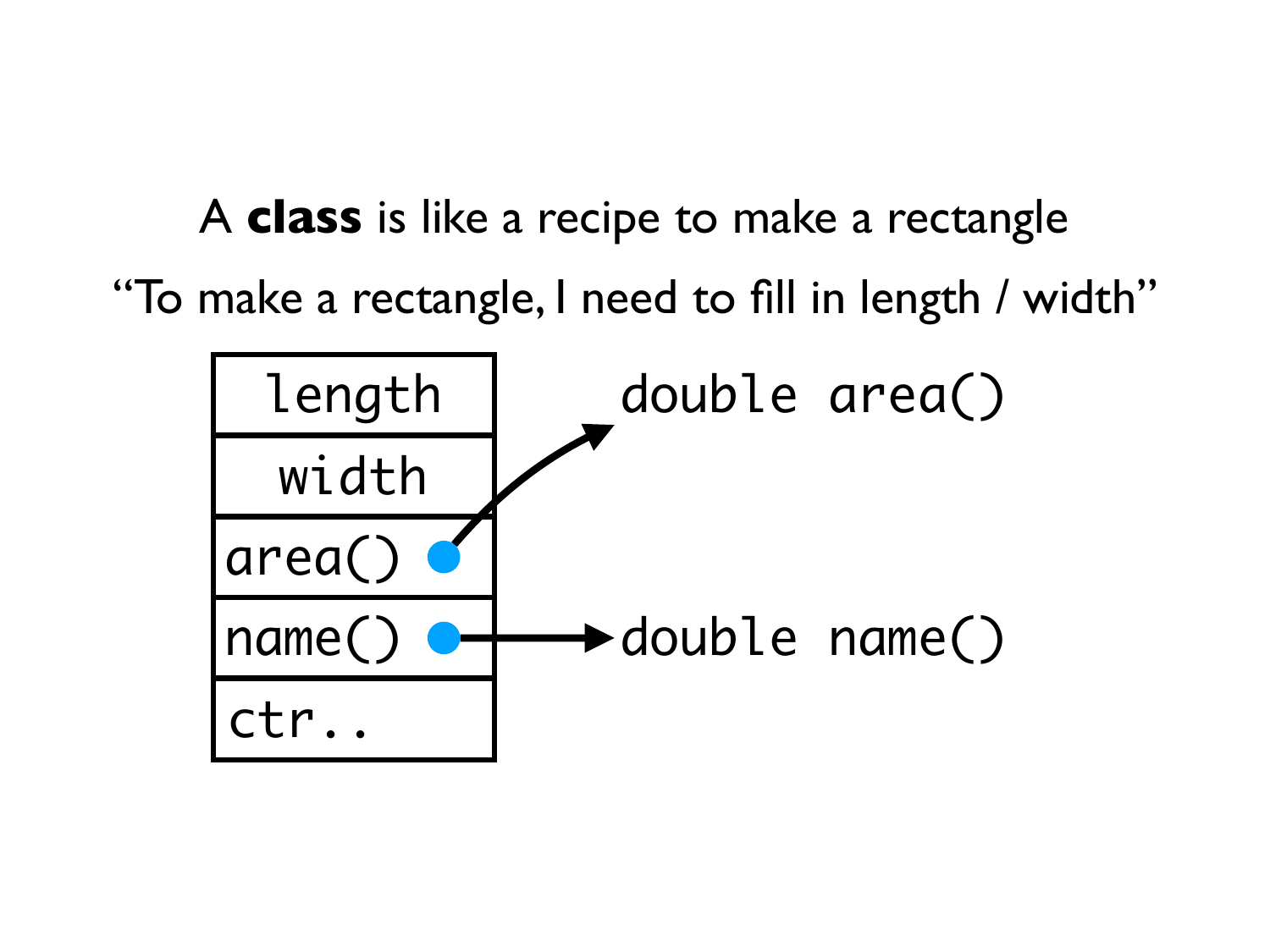A **class** is like a recipe to make a rectangle

"To make a rectangle, I need to fill in length / width"

| length |
| --- |
| width |
| area() ● → double area() |
| name() ● → double name() |
| ctr.. |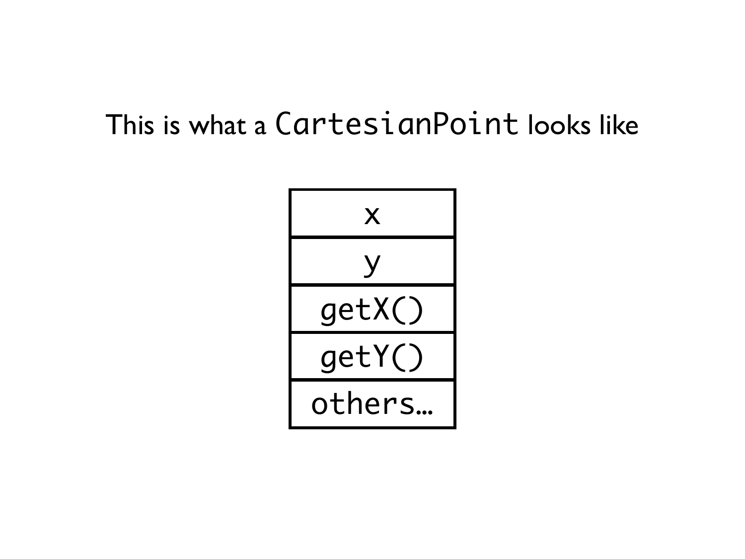This is what a `CartesianPoint` looks like

| x |
| --- |
| y |
| getX() |
| getY() |
| others... |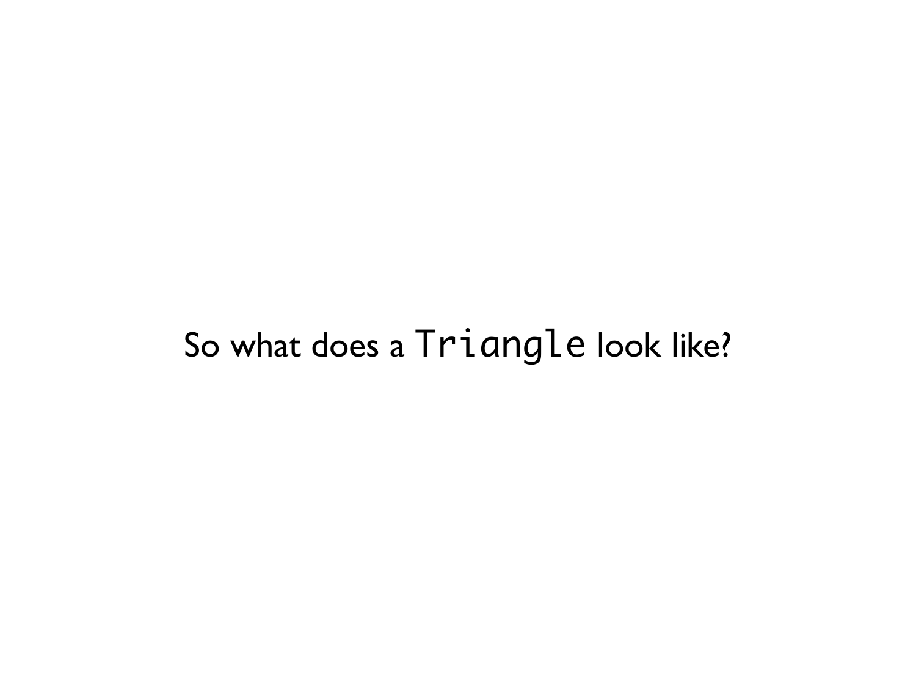So what does a `Triangle` look like?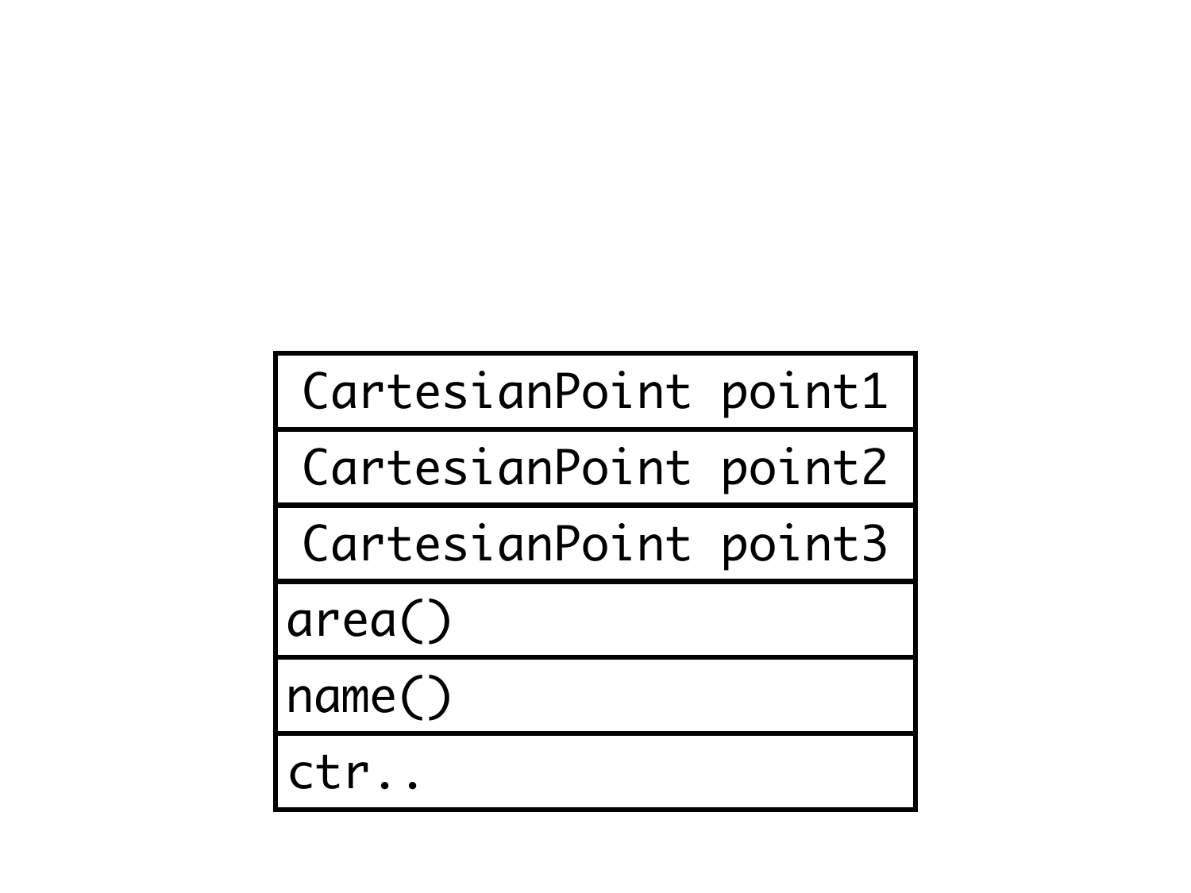| CartesianPoint point1 |
| --- |
| CartesianPoint point2 |
| CartesianPoint point3 |
| area() |
| name() |
| ctr.. |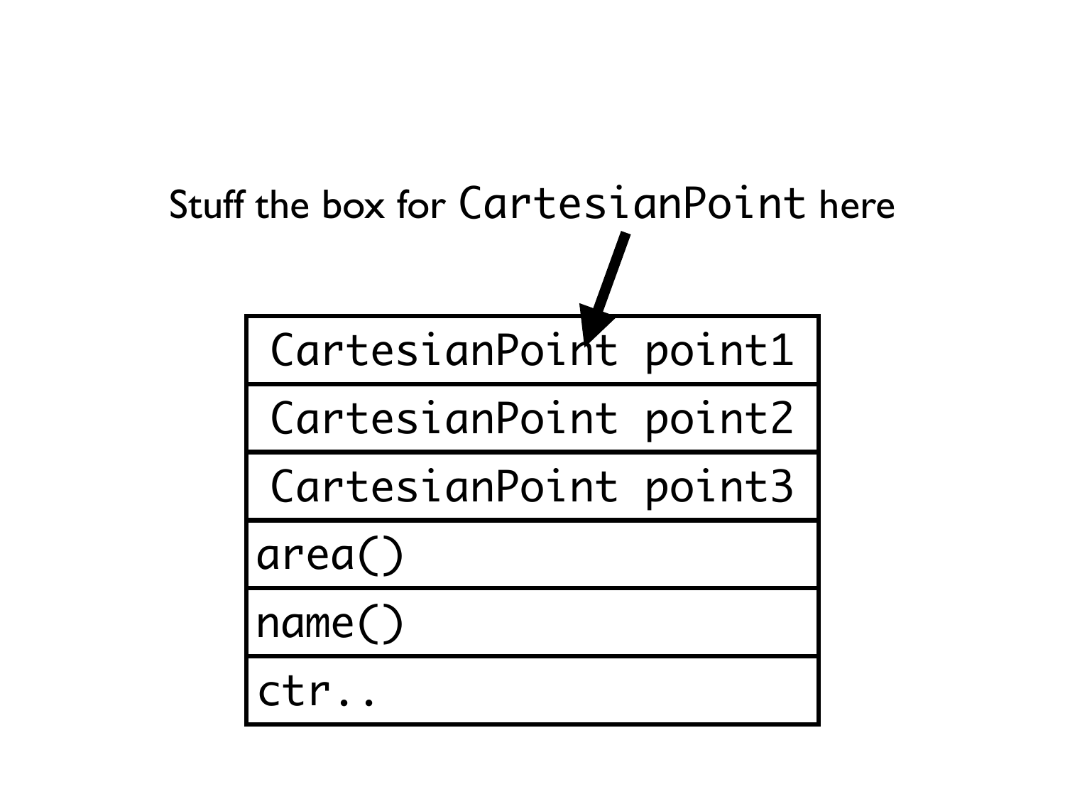Stuff the box for `CartesianPoint` here

| `CartesianPoint point1` |
| --- |
| `CartesianPoint point2` |
| `CartesianPoint point3` |
| `area()` |
| `name()` |
| `ctr..` |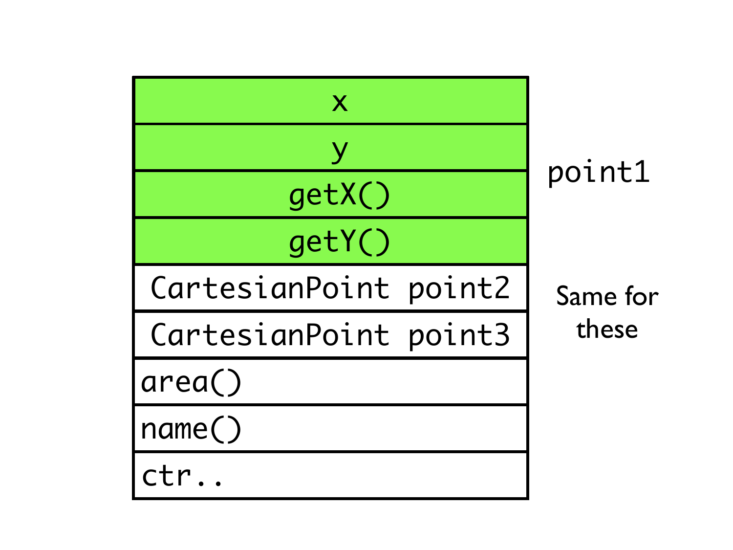| |
|---|
| x |
| y |
| getX() |
| getY() |
| CartesianPoint point2 |
| CartesianPoint point3 |
| area() |
| name() |
| ctr.. |

point1

Same for these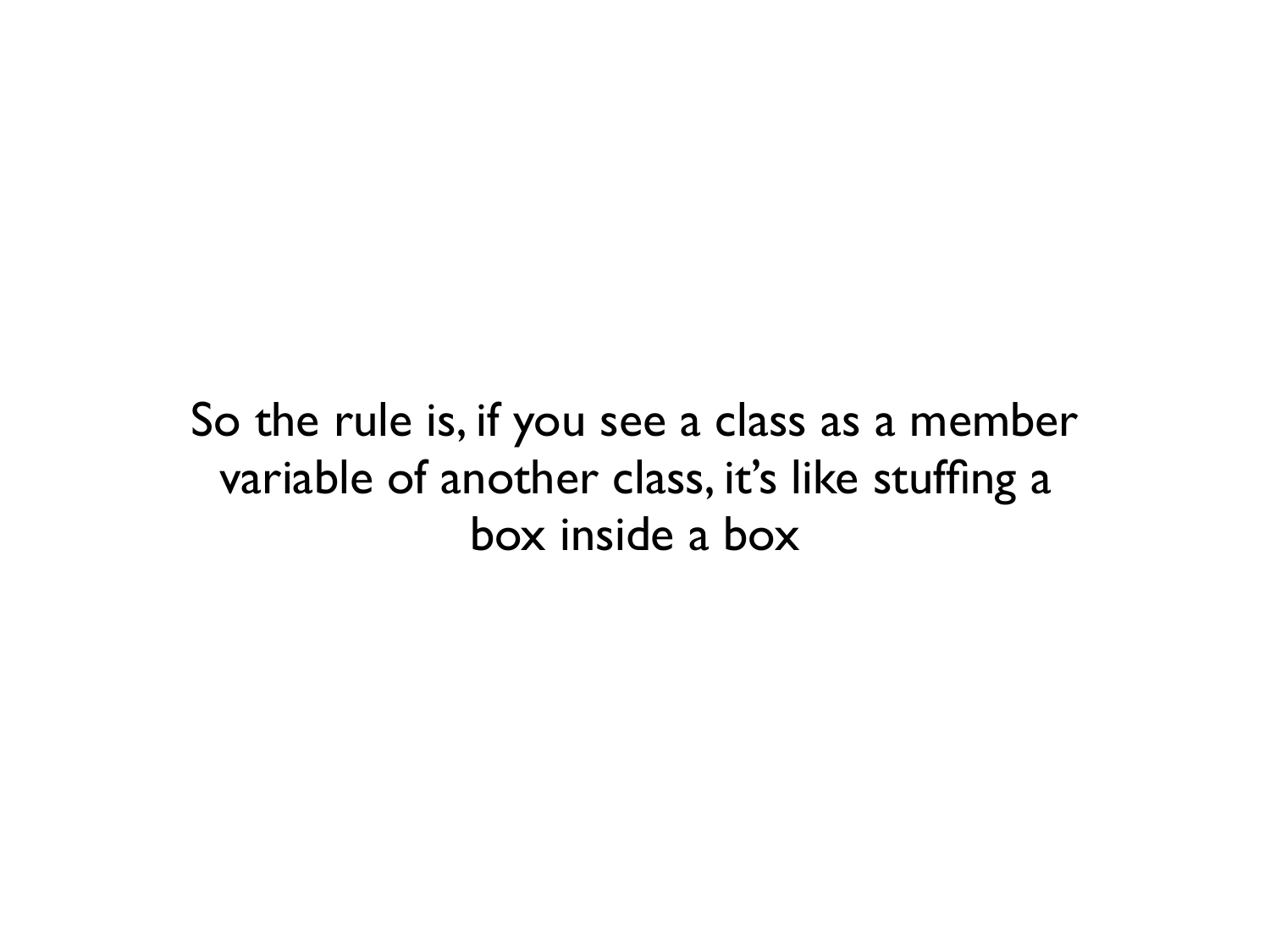So the rule is, if you see a class as a member variable of another class, it's like stuffing a box inside a box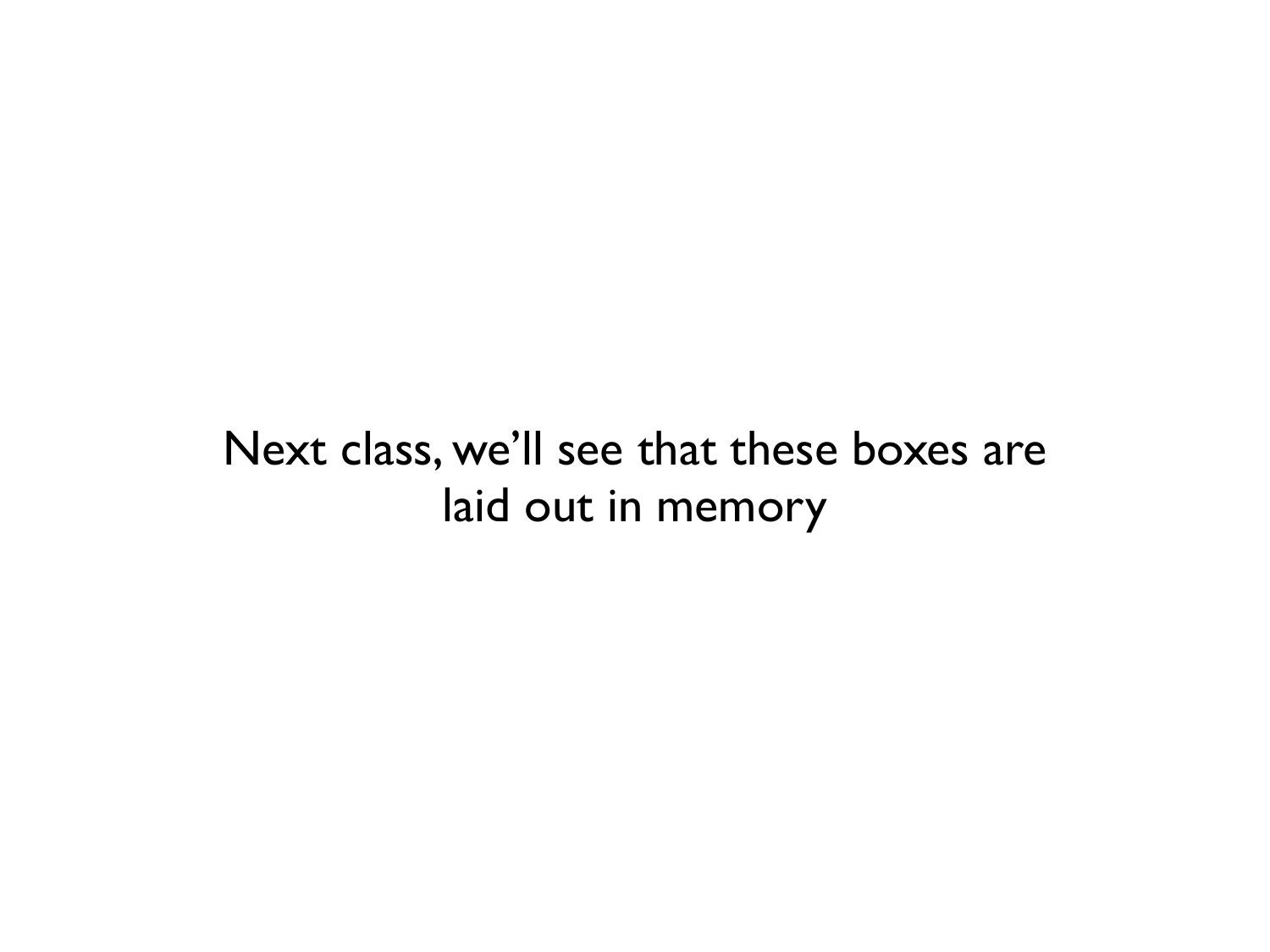Next class, we'll see that these boxes are laid out in memory